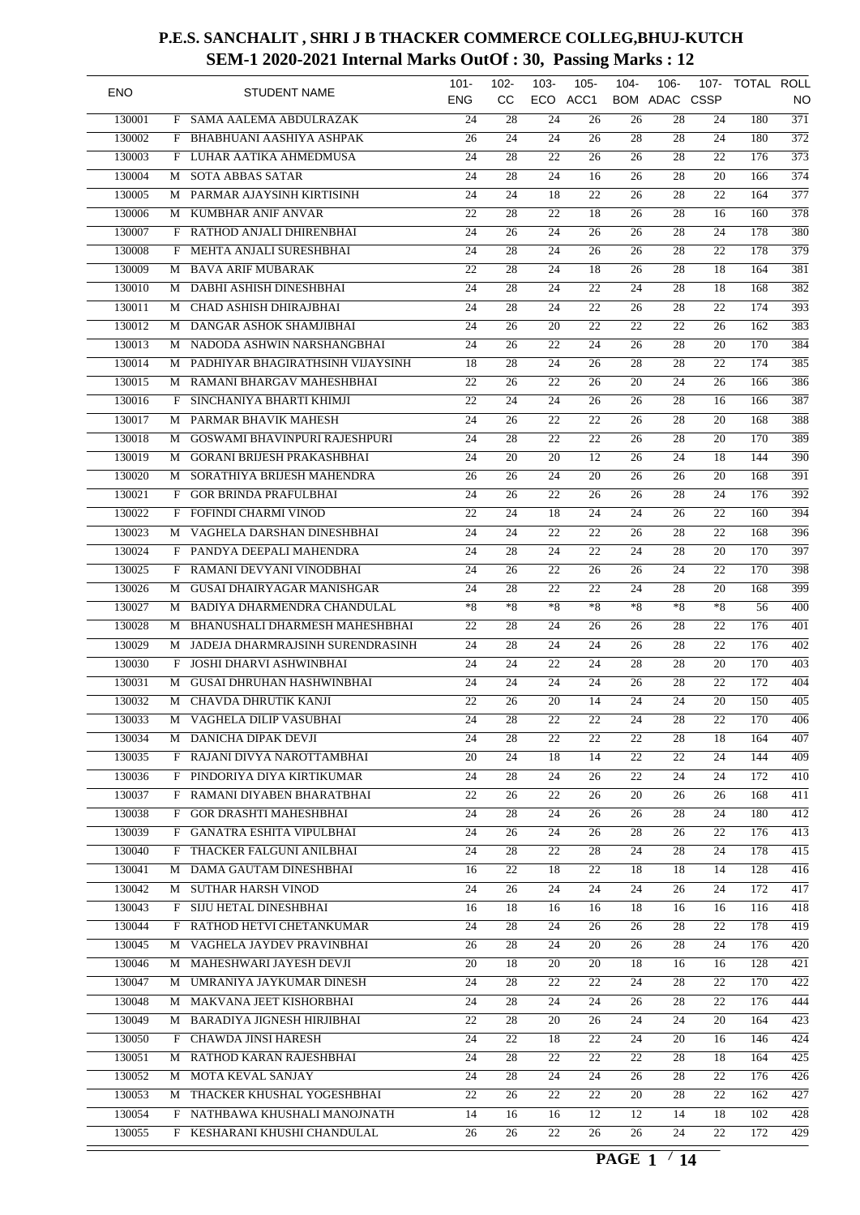# P.E.S. SANCHALIT , SHRI J B THACKER COMMERCE COLLEG,BHUJ-KUTCH

## SEM-1 2020-2021 Internal Marks OutOf : 30, Passing Marks : 12

| ENO | | STUDENT NAME | 101-ENG | 102-CC | 103-ECO | 105-ACC1 | 104-BOM | 106-ADAC | 107-CSSP | TOTAL | ROLL NO |
|---|---|---|---|---|---|---|---|---|---|---|---|
| 130001 | F | SAMA AALEMA ABDULRAZAK | 24 | 28 | 24 | 26 | 26 | 28 | 24 | 180 | 371 |
| 130002 | F | BHABHUANI AASHIYA ASHPAK | 26 | 24 | 24 | 26 | 28 | 28 | 24 | 180 | 372 |
| 130003 | F | LUHAR AATIKA AHMEDMUSA | 24 | 28 | 22 | 26 | 26 | 28 | 22 | 176 | 373 |
| 130004 | M | SOTA ABBAS SATAR | 24 | 28 | 24 | 16 | 26 | 28 | 20 | 166 | 374 |
| 130005 | M | PARMAR AJAYSINH KIRTISINH | 24 | 24 | 18 | 22 | 26 | 28 | 22 | 164 | 377 |
| 130006 | M | KUMBHAR ANIF ANVAR | 22 | 28 | 22 | 18 | 26 | 28 | 16 | 160 | 378 |
| 130007 | F | RATHOD ANJALI DHIRENBHAI | 24 | 26 | 24 | 26 | 26 | 28 | 24 | 178 | 380 |
| 130008 | F | MEHTA ANJALI SURESHBHAI | 24 | 28 | 24 | 26 | 26 | 28 | 22 | 178 | 379 |
| 130009 | M | BAVA ARIF MUBARAK | 22 | 28 | 24 | 18 | 26 | 28 | 18 | 164 | 381 |
| 130010 | M | DABHI ASHISH DINESHBHAI | 24 | 28 | 24 | 22 | 24 | 28 | 18 | 168 | 382 |
| 130011 | M | CHAD ASHISH DHIRAJBHAI | 24 | 28 | 24 | 22 | 26 | 28 | 22 | 174 | 393 |
| 130012 | M | DANGAR ASHOK SHAMJIBHAI | 24 | 26 | 20 | 22 | 22 | 22 | 26 | 162 | 383 |
| 130013 | M | NADODA ASHWIN NARSHANGBHAI | 24 | 26 | 22 | 24 | 26 | 28 | 20 | 170 | 384 |
| 130014 | M | PADHIYAR BHAGIRATHSINH VIJAYSINH | 18 | 28 | 24 | 26 | 28 | 28 | 22 | 174 | 385 |
| 130015 | M | RAMANI BHARGAV MAHESHBHAI | 22 | 26 | 22 | 26 | 20 | 24 | 26 | 166 | 386 |
| 130016 | F | SINCHANIYA BHARTI KHIMJI | 22 | 24 | 24 | 26 | 26 | 28 | 16 | 166 | 387 |
| 130017 | M | PARMAR BHAVIK MAHESH | 24 | 26 | 22 | 22 | 26 | 28 | 20 | 168 | 388 |
| 130018 | M | GOSWAMI BHAVINPURI RAJESHPURI | 24 | 28 | 22 | 22 | 26 | 28 | 20 | 170 | 389 |
| 130019 | M | GORANI BRIJESH PRAKASHBHAI | 24 | 20 | 20 | 12 | 26 | 24 | 18 | 144 | 390 |
| 130020 | M | SORATHIYA BRIJESH MAHENDRA | 26 | 26 | 24 | 20 | 26 | 26 | 20 | 168 | 391 |
| 130021 | F | GOR BRINDA PRAFULBHAI | 24 | 26 | 22 | 26 | 26 | 28 | 24 | 176 | 392 |
| 130022 | F | FOFINDI CHARMI VINOD | 22 | 24 | 18 | 24 | 24 | 26 | 22 | 160 | 394 |
| 130023 | M | VAGHELA DARSHAN DINESHBHAI | 24 | 24 | 22 | 22 | 26 | 28 | 22 | 168 | 396 |
| 130024 | F | PANDYA DEEPALI MAHENDRA | 24 | 28 | 24 | 22 | 24 | 28 | 20 | 170 | 397 |
| 130025 | F | RAMANI DEVYANI VINODBHAI | 24 | 26 | 22 | 26 | 26 | 24 | 22 | 170 | 398 |
| 130026 | M | GUSAI DHAIRYAGAR MANISHGAR | 24 | 28 | 22 | 22 | 24 | 28 | 20 | 168 | 399 |
| 130027 | M | BADIYA DHARMENDRA CHANDULAL | *8 | *8 | *8 | *8 | *8 | *8 | *8 | 56 | 400 |
| 130028 | M | BHANUSHALI DHARMESH MAHESHBHAI | 22 | 28 | 24 | 26 | 26 | 28 | 22 | 176 | 401 |
| 130029 | M | JADEJA DHARMRAJSINH SURENDRASINH | 24 | 28 | 24 | 24 | 26 | 28 | 22 | 176 | 402 |
| 130030 | F | JOSHI DHARVI ASHWINBHAI | 24 | 24 | 22 | 24 | 28 | 28 | 20 | 170 | 403 |
| 130031 | M | GUSAI DHRUHAN HASHWINBHAI | 24 | 24 | 24 | 24 | 26 | 28 | 22 | 172 | 404 |
| 130032 | M | CHAVDA DHRUTIK KANJI | 22 | 26 | 20 | 14 | 24 | 24 | 20 | 150 | 405 |
| 130033 | M | VAGHELA DILIP VASUBHAI | 24 | 28 | 22 | 22 | 24 | 28 | 22 | 170 | 406 |
| 130034 | M | DANICHA DIPAK DEVJI | 24 | 28 | 22 | 22 | 22 | 28 | 18 | 164 | 407 |
| 130035 | F | RAJANI DIVYA NAROTTAMBHAI | 20 | 24 | 18 | 14 | 22 | 22 | 24 | 144 | 409 |
| 130036 | F | PINDORIYA DIYA KIRTIKUMAR | 24 | 28 | 24 | 26 | 22 | 24 | 24 | 172 | 410 |
| 130037 | F | RAMANI DIYABEN BHARATBHAI | 22 | 26 | 22 | 26 | 20 | 26 | 26 | 168 | 411 |
| 130038 | F | GOR DRASHTI MAHESHBHAI | 24 | 28 | 24 | 26 | 26 | 28 | 24 | 180 | 412 |
| 130039 | F | GANATRA ESHITA VIPULBHAI | 24 | 26 | 24 | 26 | 28 | 26 | 22 | 176 | 413 |
| 130040 | F | THACKER FALGUNI ANILBHAI | 24 | 28 | 22 | 28 | 24 | 28 | 24 | 178 | 415 |
| 130041 | M | DAMA GAUTAM DINESHBHAI | 16 | 22 | 18 | 22 | 18 | 18 | 14 | 128 | 416 |
| 130042 | M | SUTHAR HARSH VINOD | 24 | 26 | 24 | 24 | 24 | 26 | 24 | 172 | 417 |
| 130043 | F | SIJU HETAL DINESHBHAI | 16 | 18 | 16 | 16 | 18 | 16 | 16 | 116 | 418 |
| 130044 | F | RATHOD HETVI CHETANKUMAR | 24 | 28 | 24 | 26 | 26 | 28 | 22 | 178 | 419 |
| 130045 | M | VAGHELA JAYDEV PRAVINBHAI | 26 | 28 | 24 | 20 | 26 | 28 | 24 | 176 | 420 |
| 130046 | M | MAHESHWARI JAYESH DEVJI | 20 | 18 | 20 | 20 | 18 | 16 | 16 | 128 | 421 |
| 130047 | M | UMRANIYA JAYKUMAR DINESH | 24 | 28 | 22 | 22 | 24 | 28 | 22 | 170 | 422 |
| 130048 | M | MAKVANA JEET KISHORBHAI | 24 | 28 | 24 | 24 | 26 | 28 | 22 | 176 | 444 |
| 130049 | M | BARADIYA JIGNESH HIRJIBHAI | 22 | 28 | 20 | 26 | 24 | 24 | 20 | 164 | 423 |
| 130050 | F | CHAWDA JINSI HARESH | 24 | 22 | 18 | 22 | 24 | 20 | 16 | 146 | 424 |
| 130051 | M | RATHOD KARAN RAJESHBHAI | 24 | 28 | 22 | 22 | 22 | 28 | 18 | 164 | 425 |
| 130052 | M | MOTA KEVAL SANJAY | 24 | 28 | 24 | 24 | 26 | 28 | 22 | 176 | 426 |
| 130053 | M | THACKER KHUSHAL YOGESHBHAI | 22 | 26 | 22 | 22 | 20 | 28 | 22 | 162 | 427 |
| 130054 | F | NATHBAWA KHUSHALI MANOJNATH | 14 | 16 | 16 | 12 | 12 | 14 | 18 | 102 | 428 |
| 130055 | F | KESHARANI KHUSHI CHANDULAL | 26 | 26 | 22 | 26 | 26 | 24 | 22 | 172 | 429 |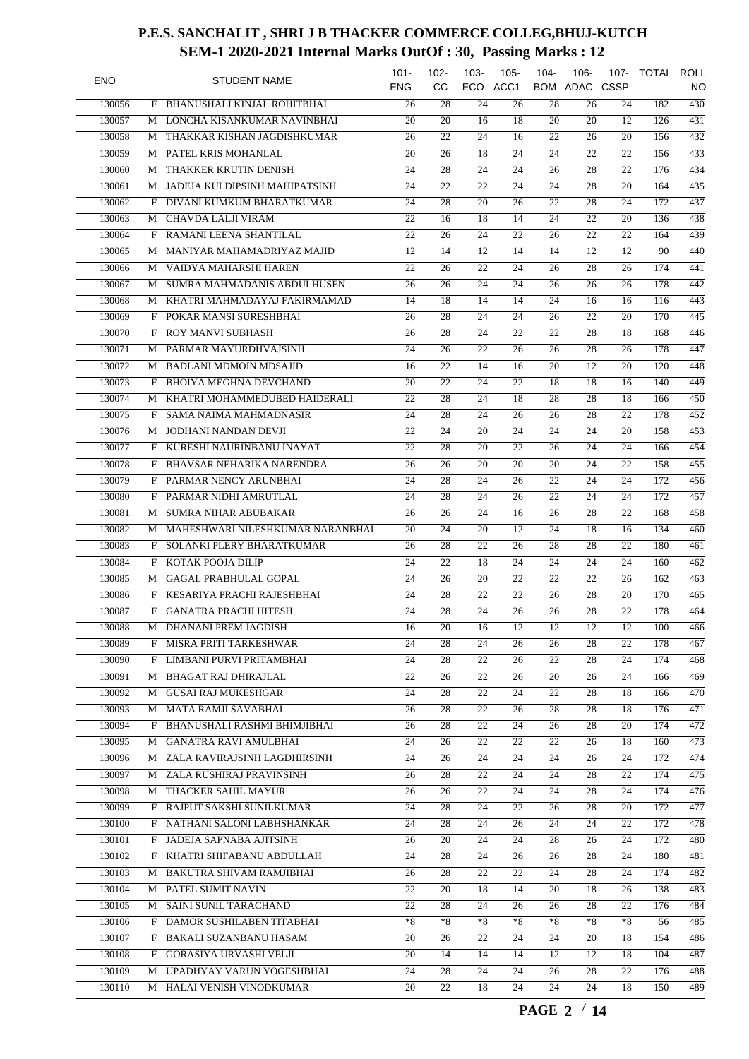# P.E.S. SANCHALIT , SHRI J B THACKER COMMERCE COLLEG,BHUJ-KUTCH

## SEM-1 2020-2021 Internal Marks OutOf : 30, Passing Marks : 12

| ENO | | STUDENT NAME | 101- ENG | 102- CC | 103- ECO | 105- ACC1 | 104- BOM | 106- ADAC | 107- CSSP | TOTAL | ROLL NO |
|---|---|---|---|---|---|---|---|---|---|---|---|
| 130056 | F | BHANUSHALI KINJAL ROHITBHAI | 26 | 28 | 24 | 26 | 28 | 26 | 24 | 182 | 430 |
| 130057 | M | LONCHA KISANKUMAR NAVINBHAI | 20 | 20 | 16 | 18 | 20 | 20 | 12 | 126 | 431 |
| 130058 | M | THAKKAR KISHAN JAGDISHKUMAR | 26 | 22 | 24 | 16 | 22 | 26 | 20 | 156 | 432 |
| 130059 | M | PATEL KRIS MOHANLAL | 20 | 26 | 18 | 24 | 24 | 22 | 22 | 156 | 433 |
| 130060 | M | THAKKER KRUTIN DENISH | 24 | 28 | 24 | 24 | 26 | 28 | 22 | 176 | 434 |
| 130061 | M | JADEJA KULDIPSINH MAHIPATSINH | 24 | 22 | 22 | 24 | 24 | 28 | 20 | 164 | 435 |
| 130062 | F | DIVANI KUMKUM BHARATKUMAR | 24 | 28 | 20 | 26 | 22 | 28 | 24 | 172 | 437 |
| 130063 | M | CHAVDA LALJI VIRAM | 22 | 16 | 18 | 14 | 24 | 22 | 20 | 136 | 438 |
| 130064 | F | RAMANI LEENA SHANTILAL | 22 | 26 | 24 | 22 | 26 | 22 | 22 | 164 | 439 |
| 130065 | M | MANIYAR MAHAMADRIYAZ MAJID | 12 | 14 | 12 | 14 | 14 | 12 | 12 | 90 | 440 |
| 130066 | M | VAIDYA MAHARSHI HAREN | 22 | 26 | 22 | 24 | 26 | 28 | 26 | 174 | 441 |
| 130067 | M | SUMRA MAHMADANIS ABDULHUSEN | 26 | 26 | 24 | 24 | 26 | 26 | 26 | 178 | 442 |
| 130068 | M | KHATRI MAHMADAYAJ FAKIRMAMAD | 14 | 18 | 14 | 14 | 24 | 16 | 16 | 116 | 443 |
| 130069 | F | POKAR MANSI SURESHBHAI | 26 | 28 | 24 | 24 | 26 | 22 | 20 | 170 | 445 |
| 130070 | F | ROY MANVI SUBHASH | 26 | 28 | 24 | 22 | 22 | 28 | 18 | 168 | 446 |
| 130071 | M | PARMAR MAYURDHVAJSINH | 24 | 26 | 22 | 26 | 26 | 28 | 26 | 178 | 447 |
| 130072 | M | BADLANI MDMOIN MDSAJID | 16 | 22 | 14 | 16 | 20 | 12 | 20 | 120 | 448 |
| 130073 | F | BHOIYA MEGHNA DEVCHAND | 20 | 22 | 24 | 22 | 18 | 18 | 16 | 140 | 449 |
| 130074 | M | KHATRI MOHAMMEDUBED HAIDERALI | 22 | 28 | 24 | 18 | 28 | 28 | 18 | 166 | 450 |
| 130075 | F | SAMA NAIMA MAHMADNASIR | 24 | 28 | 24 | 26 | 26 | 28 | 22 | 178 | 452 |
| 130076 | M | JODHANI NANDAN DEVJI | 22 | 24 | 20 | 24 | 24 | 24 | 20 | 158 | 453 |
| 130077 | F | KURESHI NAURINBANU INAYAT | 22 | 28 | 20 | 22 | 26 | 24 | 24 | 166 | 454 |
| 130078 | F | BHAVSAR NEHARIKA NARENDRA | 26 | 26 | 20 | 20 | 20 | 24 | 22 | 158 | 455 |
| 130079 | F | PARMAR NENCY ARUNBHAI | 24 | 28 | 24 | 26 | 22 | 24 | 24 | 172 | 456 |
| 130080 | F | PARMAR NIDHI AMRUTLAL | 24 | 28 | 24 | 26 | 22 | 24 | 24 | 172 | 457 |
| 130081 | M | SUMRA NIHAR ABUBAKAR | 26 | 26 | 24 | 16 | 26 | 28 | 22 | 168 | 458 |
| 130082 | M | MAHESHWARI NILESHKUMAR NARANBHAI | 20 | 24 | 20 | 12 | 24 | 18 | 16 | 134 | 460 |
| 130083 | F | SOLANKI PLERY BHARATKUMAR | 26 | 28 | 22 | 26 | 28 | 28 | 22 | 180 | 461 |
| 130084 | F | KOTAK POOJA DILIP | 24 | 22 | 18 | 24 | 24 | 24 | 24 | 160 | 462 |
| 130085 | M | GAGAL PRABHULAL GOPAL | 24 | 26 | 20 | 22 | 22 | 22 | 26 | 162 | 463 |
| 130086 | F | KESARIYA PRACHI RAJESHBHAI | 24 | 28 | 22 | 22 | 26 | 28 | 20 | 170 | 465 |
| 130087 | F | GANATRA PRACHI HITESH | 24 | 28 | 24 | 26 | 26 | 28 | 22 | 178 | 464 |
| 130088 | M | DHANANI PREM JAGDISH | 16 | 20 | 16 | 12 | 12 | 12 | 12 | 100 | 466 |
| 130089 | F | MISRA PRITI TARKESHWAR | 24 | 28 | 24 | 26 | 26 | 28 | 22 | 178 | 467 |
| 130090 | F | LIMBANI PURVI PRITAMBHAI | 24 | 28 | 22 | 26 | 22 | 28 | 24 | 174 | 468 |
| 130091 | M | BHAGAT RAJ DHIRAJLAL | 22 | 26 | 22 | 26 | 20 | 26 | 24 | 166 | 469 |
| 130092 | M | GUSAI RAJ MUKESHGAR | 24 | 28 | 22 | 24 | 22 | 28 | 18 | 166 | 470 |
| 130093 | M | MATA RAMJI SAVABHAI | 26 | 28 | 22 | 26 | 28 | 28 | 18 | 176 | 471 |
| 130094 | F | BHANUSHALI RASHMI BHIMJIBHAI | 26 | 28 | 22 | 24 | 26 | 28 | 20 | 174 | 472 |
| 130095 | M | GANATRA RAVI AMULBHAI | 24 | 26 | 22 | 22 | 22 | 26 | 18 | 160 | 473 |
| 130096 | M | ZALA RAVIRAJSINH LAGDHIRSINH | 24 | 26 | 24 | 24 | 24 | 26 | 24 | 172 | 474 |
| 130097 | M | ZALA RUSHIRAJ PRAVINSINH | 26 | 28 | 22 | 24 | 24 | 28 | 22 | 174 | 475 |
| 130098 | M | THACKER SAHIL MAYUR | 26 | 26 | 22 | 24 | 24 | 28 | 24 | 174 | 476 |
| 130099 | F | RAJPUT SAKSHI SUNILKUMAR | 24 | 28 | 24 | 22 | 26 | 28 | 20 | 172 | 477 |
| 130100 | F | NATHANI SALONI LABHSHANKAR | 24 | 28 | 24 | 26 | 24 | 24 | 22 | 172 | 478 |
| 130101 | F | JADEJA SAPNABA AJITSINH | 26 | 20 | 24 | 24 | 28 | 26 | 24 | 172 | 480 |
| 130102 | F | KHATRI SHIFABANU ABDULLAH | 24 | 28 | 24 | 26 | 26 | 28 | 24 | 180 | 481 |
| 130103 | M | BAKUTRA SHIVAM RAMJIBHAI | 26 | 28 | 22 | 22 | 24 | 28 | 24 | 174 | 482 |
| 130104 | M | PATEL SUMIT NAVIN | 22 | 20 | 18 | 14 | 20 | 18 | 26 | 138 | 483 |
| 130105 | M | SAINI SUNIL TARACHAND | 22 | 28 | 24 | 26 | 26 | 28 | 22 | 176 | 484 |
| 130106 | F | DAMOR SUSHILABEN TITABHAI | *8 | *8 | *8 | *8 | *8 | *8 | *8 | 56 | 485 |
| 130107 | F | BAKALI SUZANBANU HASAM | 20 | 26 | 22 | 24 | 24 | 20 | 18 | 154 | 486 |
| 130108 | F | GORASIYA URVASHI VELJI | 20 | 14 | 14 | 14 | 12 | 12 | 18 | 104 | 487 |
| 130109 | M | UPADHYAY VARUN YOGESHBHAI | 24 | 28 | 24 | 24 | 26 | 28 | 22 | 176 | 488 |
| 130110 | M | HALAI VENISH VINODKUMAR | 20 | 22 | 18 | 24 | 24 | 24 | 18 | 150 | 489 |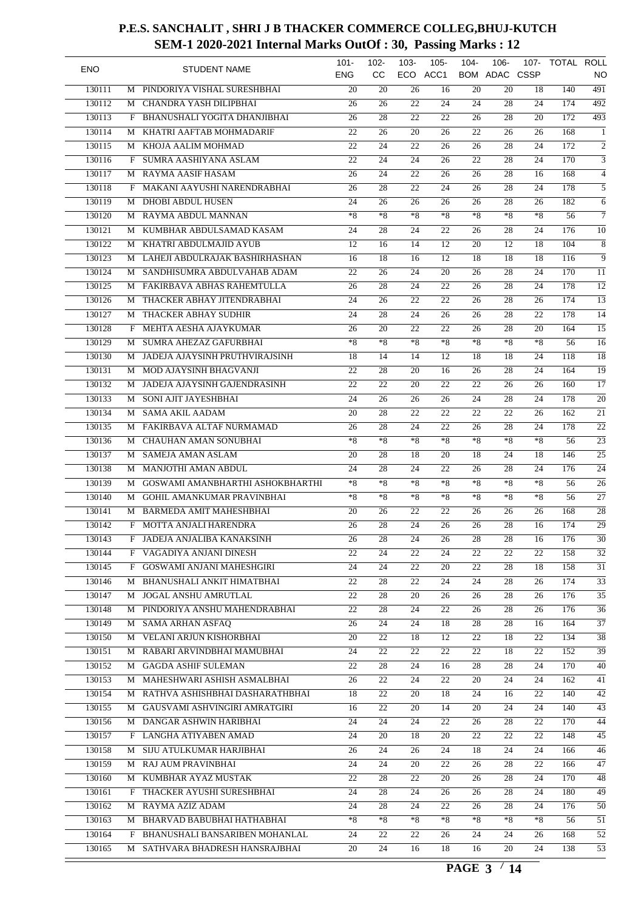# P.E.S. SANCHALIT , SHRI J B THACKER COMMERCE COLLEG,BHUJ-KUTCH

## SEM-1 2020-2021 Internal Marks OutOf : 30, Passing Marks : 12

| ENO | | STUDENT NAME | 101-ENG | 102-CC | 103-ECO | 105-ACC1 | 104-BOM | 106-ADAC | 107-CSSP | TOTAL | ROLL NO |
|---|---|---|---|---|---|---|---|---|---|---|---|
| 130111 | M | PINDORIYA VISHAL SURESHBHAI | 20 | 20 | 26 | 16 | 20 | 20 | 18 | 140 | 491 |
| 130112 | M | CHANDRA YASH DILIPBHAI | 26 | 26 | 22 | 24 | 24 | 28 | 24 | 174 | 492 |
| 130113 | F | BHANUSHALI YOGITA DHANJIBHAI | 26 | 28 | 22 | 22 | 26 | 28 | 20 | 172 | 493 |
| 130114 | M | KHATRI AAFTAB MOHMADARIF | 22 | 26 | 20 | 26 | 22 | 26 | 26 | 168 | 1 |
| 130115 | M | KHOJA AALIM MOHMAD | 22 | 24 | 22 | 26 | 26 | 28 | 24 | 172 | 2 |
| 130116 | F | SUMRA AASHIYANA ASLAM | 22 | 24 | 24 | 26 | 22 | 28 | 24 | 170 | 3 |
| 130117 | M | RAYMA AASIF HASAM | 26 | 24 | 22 | 26 | 26 | 28 | 16 | 168 | 4 |
| 130118 | F | MAKANI AAYUSHI NARENDRABHAI | 26 | 28 | 22 | 24 | 26 | 28 | 24 | 178 | 5 |
| 130119 | M | DHOBI ABDUL HUSEN | 24 | 26 | 26 | 26 | 26 | 28 | 26 | 182 | 6 |
| 130120 | M | RAYMA ABDUL MANNAN | *8 | *8 | *8 | *8 | *8 | *8 | *8 | 56 | 7 |
| 130121 | M | KUMBHAR ABDULSAMAD KASAM | 24 | 28 | 24 | 22 | 26 | 28 | 24 | 176 | 10 |
| 130122 | M | KHATRI ABDULMAJID AYUB | 12 | 16 | 14 | 12 | 20 | 12 | 18 | 104 | 8 |
| 130123 | M | LAHEJI ABDULRAJAK BASHIRHASHAN | 16 | 18 | 16 | 12 | 18 | 18 | 18 | 116 | 9 |
| 130124 | M | SANDHISUMRA ABDULVAHAB ADAM | 22 | 26 | 24 | 20 | 26 | 28 | 24 | 170 | 11 |
| 130125 | M | FAKIRBAVA ABHAS RAHEMTULLA | 26 | 28 | 24 | 22 | 26 | 28 | 24 | 178 | 12 |
| 130126 | M | THACKER ABHAY JITENDRABHAI | 24 | 26 | 22 | 22 | 26 | 28 | 26 | 174 | 13 |
| 130127 | M | THACKER ABHAY SUDHIR | 24 | 28 | 24 | 26 | 26 | 28 | 22 | 178 | 14 |
| 130128 | F | MEHTA AESHA AJAYKUMAR | 26 | 20 | 22 | 22 | 26 | 28 | 20 | 164 | 15 |
| 130129 | M | SUMRA AHEZAZ GAFURBHAI | *8 | *8 | *8 | *8 | *8 | *8 | *8 | 56 | 16 |
| 130130 | M | JADEJA AJAYSINH PRUTHVIRAJSINH | 18 | 14 | 14 | 12 | 18 | 18 | 24 | 118 | 18 |
| 130131 | M | MOD AJAYSINH BHAGVANJI | 22 | 28 | 20 | 16 | 26 | 28 | 24 | 164 | 19 |
| 130132 | M | JADEJA AJAYSINH GAJENDRASINH | 22 | 22 | 20 | 22 | 22 | 26 | 26 | 160 | 17 |
| 130133 | M | SONI AJIT JAYESHBHAI | 24 | 26 | 26 | 26 | 24 | 28 | 24 | 178 | 20 |
| 130134 | M | SAMA AKIL AADAM | 20 | 28 | 22 | 22 | 22 | 22 | 26 | 162 | 21 |
| 130135 | M | FAKIRBAVA ALTAF NURMAMAD | 26 | 28 | 24 | 22 | 26 | 28 | 24 | 178 | 22 |
| 130136 | M | CHAUHAN AMAN SONUBHAI | *8 | *8 | *8 | *8 | *8 | *8 | *8 | 56 | 23 |
| 130137 | M | SAMEJA AMAN ASLAM | 20 | 28 | 18 | 20 | 18 | 24 | 18 | 146 | 25 |
| 130138 | M | MANJOTHI AMAN ABDUL | 24 | 28 | 24 | 22 | 26 | 28 | 24 | 176 | 24 |
| 130139 | M | GOSWAMI AMANBHARTHI ASHOKBHARTHI | *8 | *8 | *8 | *8 | *8 | *8 | *8 | 56 | 26 |
| 130140 | M | GOHIL AMANKUMAR PRAVINBHAI | *8 | *8 | *8 | *8 | *8 | *8 | *8 | 56 | 27 |
| 130141 | M | BARMEDA AMIT MAHESHBHAI | 20 | 26 | 22 | 22 | 26 | 26 | 26 | 168 | 28 |
| 130142 | F | MOTTA ANJALI HARENDRA | 26 | 28 | 24 | 26 | 26 | 28 | 16 | 174 | 29 |
| 130143 | F | JADEJA ANJALIBA KANAKSINH | 26 | 28 | 24 | 26 | 28 | 28 | 16 | 176 | 30 |
| 130144 | F | VAGADIYA ANJANI DINESH | 22 | 24 | 22 | 24 | 22 | 22 | 22 | 158 | 32 |
| 130145 | F | GOSWAMI ANJANI MAHESHGIRI | 24 | 24 | 22 | 20 | 22 | 28 | 18 | 158 | 31 |
| 130146 | M | BHANUSHALI ANKIT HIMATBHAI | 22 | 28 | 22 | 24 | 24 | 28 | 26 | 174 | 33 |
| 130147 | M | JOGAL ANSHU AMRUTLAL | 22 | 28 | 20 | 26 | 26 | 28 | 26 | 176 | 35 |
| 130148 | M | PINDORIYA ANSHU MAHENDRABHAI | 22 | 28 | 24 | 22 | 26 | 28 | 26 | 176 | 36 |
| 130149 | M | SAMA ARHAN ASFAQ | 26 | 24 | 24 | 18 | 28 | 28 | 16 | 164 | 37 |
| 130150 | M | VELANI ARJUN KISHORBHAI | 20 | 22 | 18 | 12 | 22 | 18 | 22 | 134 | 38 |
| 130151 | M | RABARI ARVINDBHAI MAMUBHAI | 24 | 22 | 22 | 22 | 22 | 18 | 22 | 152 | 39 |
| 130152 | M | GAGDA ASHIF SULEMAN | 22 | 28 | 24 | 16 | 28 | 28 | 24 | 170 | 40 |
| 130153 | M | MAHESHWARI ASHISH ASMALBHAI | 26 | 22 | 24 | 22 | 20 | 24 | 24 | 162 | 41 |
| 130154 | M | RATHVA ASHISHBHAI DASHARATHBHAI | 18 | 22 | 20 | 18 | 24 | 16 | 22 | 140 | 42 |
| 130155 | M | GAUSVAMI ASHVINGIRI AMRATGIRI | 16 | 22 | 20 | 14 | 20 | 24 | 24 | 140 | 43 |
| 130156 | M | DANGAR ASHWIN HARIBHAI | 24 | 24 | 24 | 22 | 26 | 28 | 22 | 170 | 44 |
| 130157 | F | LANGHA ATIYABEN AMAD | 24 | 20 | 18 | 20 | 22 | 22 | 22 | 148 | 45 |
| 130158 | M | SIJU ATULKUMAR HARJIBHAI | 26 | 24 | 26 | 24 | 18 | 24 | 24 | 166 | 46 |
| 130159 | M | RAJ AUM PRAVINBHAI | 24 | 24 | 20 | 22 | 26 | 28 | 22 | 166 | 47 |
| 130160 | M | KUMBHAR AYAZ MUSTAK | 22 | 28 | 22 | 20 | 26 | 28 | 24 | 170 | 48 |
| 130161 | F | THACKER AYUSHI SURESHBHAI | 24 | 28 | 24 | 26 | 26 | 28 | 24 | 180 | 49 |
| 130162 | M | RAYMA AZIZ ADAM | 24 | 28 | 24 | 22 | 26 | 28 | 24 | 176 | 50 |
| 130163 | M | BHARVAD BABUBHAI HATHABHAI | *8 | *8 | *8 | *8 | *8 | *8 | *8 | 56 | 51 |
| 130164 | F | BHANUSHALI BANSARIBEN MOHANLAL | 24 | 22 | 22 | 26 | 24 | 24 | 26 | 168 | 52 |
| 130165 | M | SATHVARA BHADRESH HANSRAJBHAI | 20 | 24 | 16 | 18 | 16 | 20 | 24 | 138 | 53 |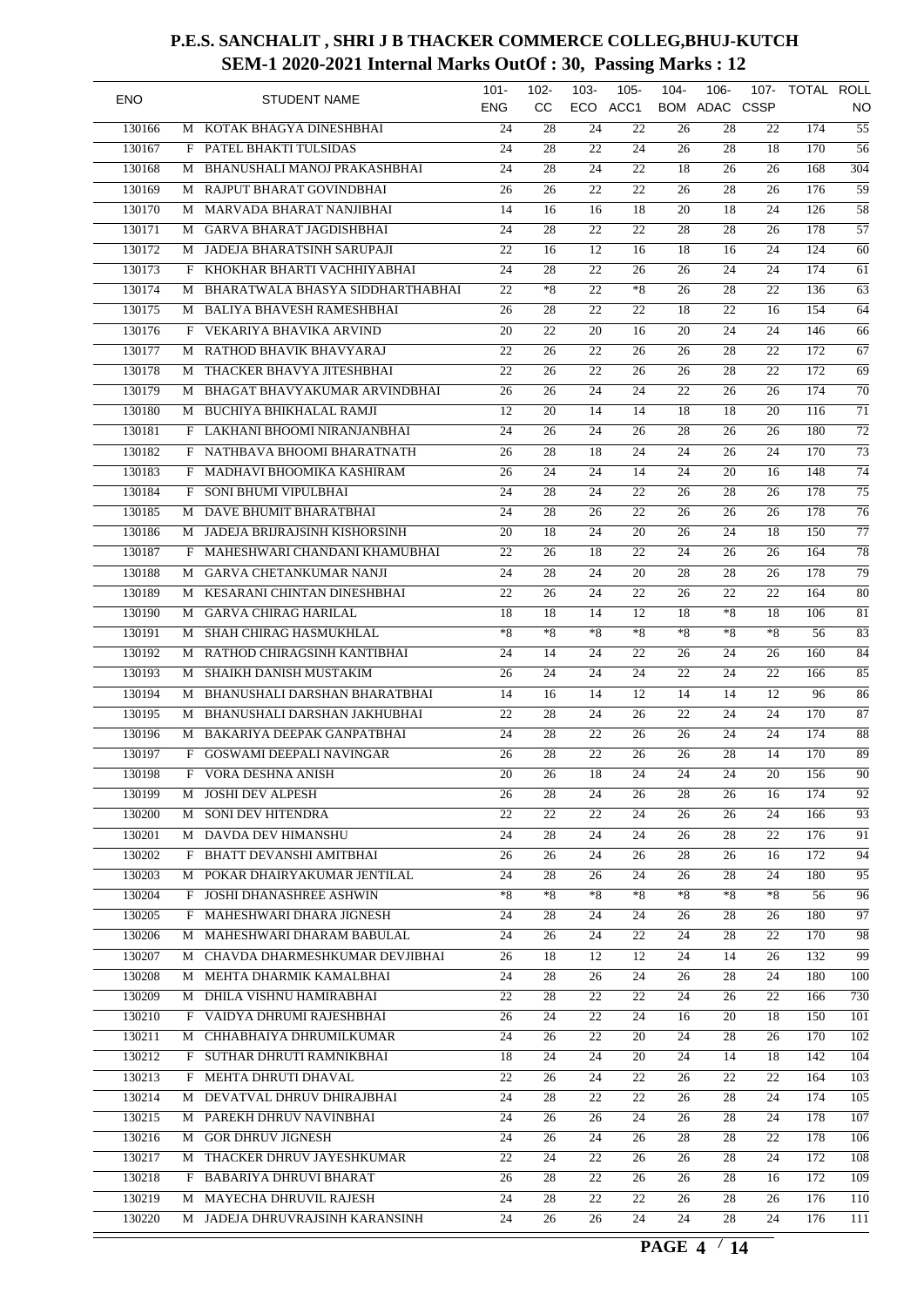# P.E.S. SANCHALIT , SHRI J B THACKER COMMERCE COLLEG,BHUJ-KUTCH

## SEM-1 2020-2021 Internal Marks OutOf : 30, Passing Marks : 12

| ENO | | STUDENT NAME | 101-ENG | 102-CC | 103-ECO | 105-ACC1 | 104-BOM | 106-ADAC | 107-CSSP | TOTAL | ROLL NO |
|---|---|---|---|---|---|---|---|---|---|---|---|
| 130166 | M | KOTAK BHAGYA DINESHBHAI | 24 | 28 | 24 | 22 | 26 | 28 | 22 | 174 | 55 |
| 130167 | F | PATEL BHAKTI TULSIDAS | 24 | 28 | 22 | 24 | 26 | 28 | 18 | 170 | 56 |
| 130168 | M | BHANUSHALI MANOJ PRAKASHBHAI | 24 | 28 | 24 | 22 | 18 | 26 | 26 | 168 | 304 |
| 130169 | M | RAJPUT BHARAT GOVINDBHAI | 26 | 26 | 22 | 22 | 26 | 28 | 26 | 176 | 59 |
| 130170 | M | MARVADA BHARAT NANJIBHAI | 14 | 16 | 16 | 18 | 20 | 18 | 24 | 126 | 58 |
| 130171 | M | GARVA BHARAT JAGDISHBHAI | 24 | 28 | 22 | 22 | 28 | 28 | 26 | 178 | 57 |
| 130172 | M | JADEJA BHARATSINH SARUPAJI | 22 | 16 | 12 | 16 | 18 | 16 | 24 | 124 | 60 |
| 130173 | F | KHOKHAR BHARTI VACHHIYABHAI | 24 | 28 | 22 | 26 | 26 | 24 | 24 | 174 | 61 |
| 130174 | M | BHARATWALA BHASYA SIDDHARTHABHAI | 22 | *8 | 22 | *8 | 26 | 28 | 22 | 136 | 63 |
| 130175 | M | BALIYA BHAVESH RAMESHBHAI | 26 | 28 | 22 | 22 | 18 | 22 | 16 | 154 | 64 |
| 130176 | F | VEKARIYA BHAVIKA ARVIND | 20 | 22 | 20 | 16 | 20 | 24 | 24 | 146 | 66 |
| 130177 | M | RATHOD BHAVIK BHAVYARAJ | 22 | 26 | 22 | 26 | 26 | 28 | 22 | 172 | 67 |
| 130178 | M | THACKER BHAVYA JITESHBHAI | 22 | 26 | 22 | 26 | 26 | 28 | 22 | 172 | 69 |
| 130179 | M | BHAGAT BHAVYAKUMAR ARVINDBHAI | 26 | 26 | 24 | 24 | 22 | 26 | 26 | 174 | 70 |
| 130180 | M | BUCHIYA BHIKHALAL RAMJI | 12 | 20 | 14 | 14 | 18 | 18 | 20 | 116 | 71 |
| 130181 | F | LAKHANI BHOOMI NIRANJANBHAI | 24 | 26 | 24 | 26 | 28 | 26 | 26 | 180 | 72 |
| 130182 | F | NATHBAVA BHOOMI BHARATNATH | 26 | 28 | 18 | 24 | 24 | 26 | 24 | 170 | 73 |
| 130183 | F | MADHAVI BHOOMIKA KASHIRAM | 26 | 24 | 24 | 14 | 24 | 20 | 16 | 148 | 74 |
| 130184 | F | SONI BHUMI VIPULBHAI | 24 | 28 | 24 | 22 | 26 | 28 | 26 | 178 | 75 |
| 130185 | M | DAVE BHUMIT BHARATBHAI | 24 | 28 | 26 | 22 | 26 | 26 | 26 | 178 | 76 |
| 130186 | M | JADEJA BRIJRAJSINH KISHORSINH | 20 | 18 | 24 | 20 | 26 | 24 | 18 | 150 | 77 |
| 130187 | F | MAHESHWARI CHANDANI KHAMUBHAI | 22 | 26 | 18 | 22 | 24 | 26 | 26 | 164 | 78 |
| 130188 | M | GARVA CHETANKUMAR NANJI | 24 | 28 | 24 | 20 | 28 | 28 | 26 | 178 | 79 |
| 130189 | M | KESARANI CHINTAN DINESHBHAI | 22 | 26 | 24 | 22 | 26 | 22 | 22 | 164 | 80 |
| 130190 | M | GARVA CHIRAG HARILAL | 18 | 18 | 14 | 12 | 18 | *8 | 18 | 106 | 81 |
| 130191 | M | SHAH CHIRAG HASMUKHLAL | *8 | *8 | *8 | *8 | *8 | *8 | *8 | 56 | 83 |
| 130192 | M | RATHOD CHIRAGSINH KANTIBHAI | 24 | 14 | 24 | 22 | 26 | 24 | 26 | 160 | 84 |
| 130193 | M | SHAIKH DANISH MUSTAKIM | 26 | 24 | 24 | 24 | 22 | 24 | 22 | 166 | 85 |
| 130194 | M | BHANUSHALI DARSHAN BHARATBHAI | 14 | 16 | 14 | 12 | 14 | 14 | 12 | 96 | 86 |
| 130195 | M | BHANUSHALI DARSHAN JAKHUBHAI | 22 | 28 | 24 | 26 | 22 | 24 | 24 | 170 | 87 |
| 130196 | M | BAKARIYA DEEPAK GANPATBHAI | 24 | 28 | 22 | 26 | 26 | 24 | 24 | 174 | 88 |
| 130197 | F | GOSWAMI DEEPALI NAVINGAR | 26 | 28 | 22 | 26 | 26 | 28 | 14 | 170 | 89 |
| 130198 | F | VORA DESHNA ANISH | 20 | 26 | 18 | 24 | 24 | 24 | 20 | 156 | 90 |
| 130199 | M | JOSHI DEV ALPESH | 26 | 28 | 24 | 26 | 28 | 26 | 16 | 174 | 92 |
| 130200 | M | SONI DEV HITENDRA | 22 | 22 | 22 | 24 | 26 | 26 | 24 | 166 | 93 |
| 130201 | M | DAVDA DEV HIMANSHU | 24 | 28 | 24 | 24 | 26 | 28 | 22 | 176 | 91 |
| 130202 | F | BHATT DEVANSHI AMITBHAI | 26 | 26 | 24 | 26 | 28 | 26 | 16 | 172 | 94 |
| 130203 | M | POKAR DHAIRYAKUMAR JENTILAL | 24 | 28 | 26 | 24 | 26 | 28 | 24 | 180 | 95 |
| 130204 | F | JOSHI DHANASHREE ASHWIN | *8 | *8 | *8 | *8 | *8 | *8 | *8 | 56 | 96 |
| 130205 | F | MAHESHWARI DHARA JIGNESH | 24 | 28 | 24 | 24 | 26 | 28 | 26 | 180 | 97 |
| 130206 | M | MAHESHWARI DHARAM BABULAL | 24 | 26 | 24 | 22 | 24 | 28 | 22 | 170 | 98 |
| 130207 | M | CHAVDA DHARMESHKUMAR DEVJIBHAI | 26 | 18 | 12 | 12 | 24 | 14 | 26 | 132 | 99 |
| 130208 | M | MEHTA DHARMIK KAMALBHAI | 24 | 28 | 26 | 24 | 26 | 28 | 24 | 180 | 100 |
| 130209 | M | DHILA VISHNU HAMIRABHAI | 22 | 28 | 22 | 22 | 24 | 26 | 22 | 166 | 730 |
| 130210 | F | VAIDYA DHRUMI RAJESHBHAI | 26 | 24 | 22 | 24 | 16 | 20 | 18 | 150 | 101 |
| 130211 | M | CHHABHAIYA DHRUMILKUMAR | 24 | 26 | 22 | 20 | 24 | 28 | 26 | 170 | 102 |
| 130212 | F | SUTHAR DHRUTI RAMNIKBHAI | 18 | 24 | 24 | 20 | 24 | 14 | 18 | 142 | 104 |
| 130213 | F | MEHTA DHRUTI DHAVAL | 22 | 26 | 24 | 22 | 26 | 22 | 22 | 164 | 103 |
| 130214 | M | DEVATVAL DHRUV DHIRAJBHAI | 24 | 28 | 22 | 22 | 26 | 28 | 24 | 174 | 105 |
| 130215 | M | PAREKH DHRUV NAVINBHAI | 24 | 26 | 26 | 24 | 26 | 28 | 24 | 178 | 107 |
| 130216 | M | GOR DHRUV JIGNESH | 24 | 26 | 24 | 26 | 28 | 28 | 22 | 178 | 106 |
| 130217 | M | THACKER DHRUV JAYESHKUMAR | 22 | 24 | 22 | 26 | 26 | 28 | 24 | 172 | 108 |
| 130218 | F | BABARIYA DHRUVI BHARAT | 26 | 28 | 22 | 26 | 26 | 28 | 16 | 172 | 109 |
| 130219 | M | MAYECHA DHRUVIL RAJESH | 24 | 28 | 22 | 22 | 26 | 28 | 26 | 176 | 110 |
| 130220 | M | JADEJA DHRUVRAJSINH KARANSINH | 24 | 26 | 26 | 24 | 24 | 28 | 24 | 176 | 111 |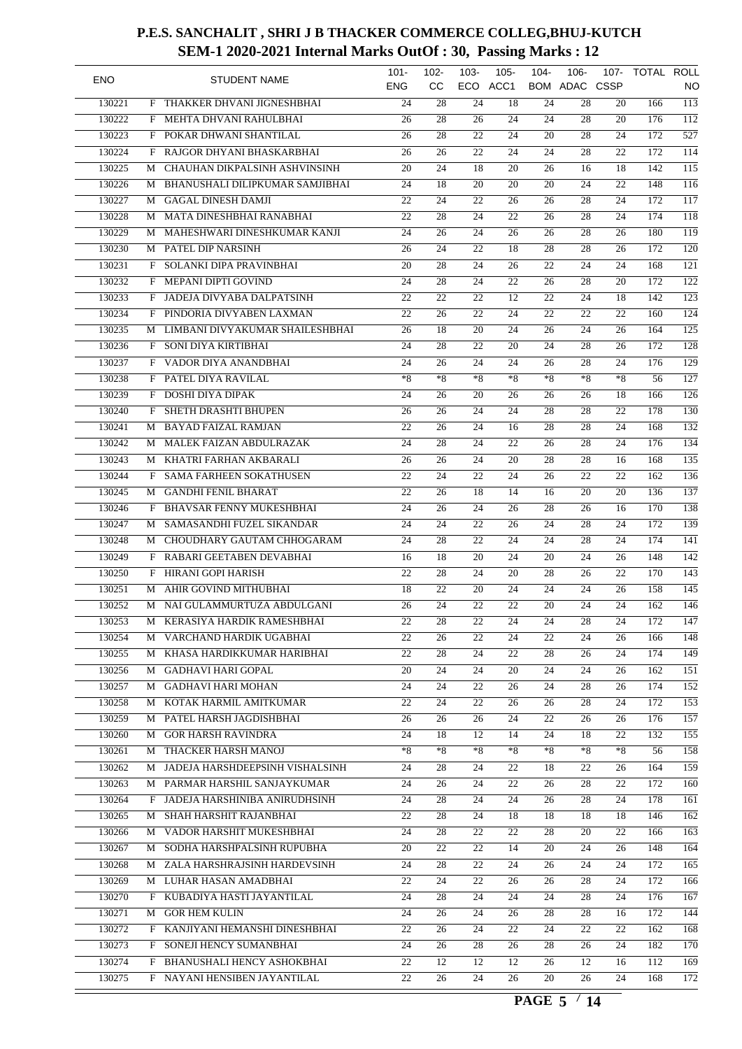# P.E.S. SANCHALIT , SHRI J B THACKER COMMERCE COLLEG,BHUJ-KUTCH

## SEM-1 2020-2021 Internal Marks OutOf : 30, Passing Marks : 12

| ENO | | STUDENT NAME | 101-ENG | 102-CC | 103-ECO | 105-ACC1 | 104-BOM | 106-ADAC | 107-CSSP | TOTAL | ROLL NO |
|---|---|---|---|---|---|---|---|---|---|---|
| 130221 | F | THAKKER DHVANI JIGNESHBHAI | 24 | 28 | 24 | 18 | 24 | 28 | 20 | 166 | 113 |
| 130222 | F | MEHTA DHVANI RAHULBHAI | 26 | 28 | 26 | 24 | 24 | 28 | 20 | 176 | 112 |
| 130223 | F | POKAR DHWANI SHANTILAL | 26 | 28 | 22 | 24 | 20 | 28 | 24 | 172 | 527 |
| 130224 | F | RAJGOR DHYANI BHASKARBHAI | 26 | 26 | 22 | 24 | 24 | 28 | 22 | 172 | 114 |
| 130225 | M | CHAUHAN DIKPALSINH ASHVINSINH | 20 | 24 | 18 | 20 | 26 | 16 | 18 | 142 | 115 |
| 130226 | M | BHANUSHALI DILIPKUMAR SAMJIBHAI | 24 | 18 | 20 | 20 | 20 | 24 | 22 | 148 | 116 |
| 130227 | M | GAGAL DINESH DAMJI | 22 | 24 | 22 | 26 | 26 | 28 | 24 | 172 | 117 |
| 130228 | M | MATA DINESHBHAI RANABHAI | 22 | 28 | 24 | 22 | 26 | 28 | 24 | 174 | 118 |
| 130229 | M | MAHESHWARI DINESHKUMAR KANJI | 24 | 26 | 24 | 26 | 26 | 28 | 26 | 180 | 119 |
| 130230 | M | PATEL DIP NARSINH | 26 | 24 | 22 | 18 | 28 | 28 | 26 | 172 | 120 |
| 130231 | F | SOLANKI DIPA PRAVINBHAI | 20 | 28 | 24 | 26 | 22 | 24 | 24 | 168 | 121 |
| 130232 | F | MEPANI DIPTI GOVIND | 24 | 28 | 24 | 22 | 26 | 28 | 20 | 172 | 122 |
| 130233 | F | JADEJA DIVYABA DALPATSINH | 22 | 22 | 22 | 12 | 22 | 24 | 18 | 142 | 123 |
| 130234 | F | PINDORIA DIVYABEN LAXMAN | 22 | 26 | 22 | 24 | 22 | 22 | 22 | 160 | 124 |
| 130235 | M | LIMBANI DIVYAKUMAR SHAILESHBHAI | 26 | 18 | 20 | 24 | 26 | 24 | 26 | 164 | 125 |
| 130236 | F | SONI DIYA KIRTIBHAI | 24 | 28 | 22 | 20 | 24 | 28 | 26 | 172 | 128 |
| 130237 | F | VADOR DIYA ANANDBHAI | 24 | 26 | 24 | 24 | 26 | 28 | 24 | 176 | 129 |
| 130238 | F | PATEL DIYA RAVILAL | *8 | *8 | *8 | *8 | *8 | *8 | *8 | 56 | 127 |
| 130239 | F | DOSHI DIYA DIPAK | 24 | 26 | 20 | 26 | 26 | 26 | 18 | 166 | 126 |
| 130240 | F | SHETH DRASHTI BHUPEN | 26 | 26 | 24 | 24 | 28 | 28 | 22 | 178 | 130 |
| 130241 | M | BAYAD FAIZAL RAMJAN | 22 | 26 | 24 | 16 | 28 | 28 | 24 | 168 | 132 |
| 130242 | M | MALEK FAIZAN ABDULRAZAK | 24 | 28 | 24 | 22 | 26 | 28 | 24 | 176 | 134 |
| 130243 | M | KHATRI FARHAN AKBARALI | 26 | 26 | 24 | 20 | 28 | 28 | 16 | 168 | 135 |
| 130244 | F | SAMA FARHEEN SOKATHUSEN | 22 | 24 | 22 | 24 | 26 | 22 | 22 | 162 | 136 |
| 130245 | M | GANDHI FENIL BHARAT | 22 | 26 | 18 | 14 | 16 | 20 | 20 | 136 | 137 |
| 130246 | F | BHAVSAR FENNY MUKESHBHAI | 24 | 26 | 24 | 26 | 28 | 26 | 16 | 170 | 138 |
| 130247 | M | SAMASANDHI FUZEL SIKANDAR | 24 | 24 | 22 | 26 | 24 | 28 | 24 | 172 | 139 |
| 130248 | M | CHOUDHARY GAUTAM CHHOGARAM | 24 | 28 | 22 | 24 | 24 | 28 | 24 | 174 | 141 |
| 130249 | F | RABARI GEETABEN DEVABHAI | 16 | 18 | 20 | 24 | 20 | 24 | 26 | 148 | 142 |
| 130250 | F | HIRANI GOPI HARISH | 22 | 28 | 24 | 20 | 28 | 26 | 22 | 170 | 143 |
| 130251 | M | AHIR GOVIND MITHUBHAI | 18 | 22 | 20 | 24 | 24 | 24 | 26 | 158 | 145 |
| 130252 | M | NAI GULAMMURTUZA ABDULGANI | 26 | 24 | 22 | 22 | 20 | 24 | 24 | 162 | 146 |
| 130253 | M | KERASIYA HARDIK RAMESHBHAI | 22 | 28 | 22 | 24 | 24 | 28 | 24 | 172 | 147 |
| 130254 | M | VARCHAND HARDIK UGABHAI | 22 | 26 | 22 | 24 | 22 | 24 | 26 | 166 | 148 |
| 130255 | M | KHASA HARDIKKUMAR HARIBHAI | 22 | 28 | 24 | 22 | 28 | 26 | 24 | 174 | 149 |
| 130256 | M | GADHAVI HARI GOPAL | 20 | 24 | 24 | 20 | 24 | 24 | 26 | 162 | 151 |
| 130257 | M | GADHAVI HARI MOHAN | 24 | 24 | 22 | 26 | 24 | 28 | 26 | 174 | 152 |
| 130258 | M | KOTAK HARMIL AMITKUMAR | 22 | 24 | 22 | 26 | 26 | 28 | 24 | 172 | 153 |
| 130259 | M | PATEL HARSH JAGDISHBHAI | 26 | 26 | 26 | 24 | 22 | 26 | 26 | 176 | 157 |
| 130260 | M | GOR HARSH RAVINDRA | 24 | 18 | 12 | 14 | 24 | 18 | 22 | 132 | 155 |
| 130261 | M | THACKER HARSH MANOJ | *8 | *8 | *8 | *8 | *8 | *8 | *8 | 56 | 158 |
| 130262 | M | JADEJA HARSHDEEPSINH VISHALSINH | 24 | 28 | 24 | 22 | 18 | 22 | 26 | 164 | 159 |
| 130263 | M | PARMAR HARSHIL SANJAYKUMAR | 24 | 26 | 24 | 22 | 26 | 28 | 22 | 172 | 160 |
| 130264 | F | JADEJA HARSHINIBA ANIRUDHSINH | 24 | 28 | 24 | 24 | 26 | 28 | 24 | 178 | 161 |
| 130265 | M | SHAH HARSHIT RAJANBHAI | 22 | 28 | 24 | 18 | 18 | 18 | 18 | 146 | 162 |
| 130266 | M | VADOR HARSHIT MUKESHBHAI | 24 | 28 | 22 | 22 | 28 | 20 | 22 | 166 | 163 |
| 130267 | M | SODHA HARSHPALSINH RUPUBHA | 20 | 22 | 22 | 14 | 20 | 24 | 26 | 148 | 164 |
| 130268 | M | ZALA HARSHRAJSINH HARDEVSINH | 24 | 28 | 22 | 24 | 26 | 24 | 24 | 172 | 165 |
| 130269 | M | LUHAR HASAN AMADBHAI | 22 | 24 | 22 | 26 | 26 | 28 | 24 | 172 | 166 |
| 130270 | F | KUBADIYA HASTI JAYANTILAL | 24 | 28 | 24 | 24 | 24 | 28 | 24 | 176 | 167 |
| 130271 | M | GOR HEM KULIN | 24 | 26 | 24 | 26 | 28 | 28 | 16 | 172 | 144 |
| 130272 | F | KANJIYANI HEMANSHI DINESHBHAI | 22 | 26 | 24 | 22 | 24 | 22 | 22 | 162 | 168 |
| 130273 | F | SONEJI HENCY SUMANBHAI | 24 | 26 | 28 | 26 | 28 | 26 | 24 | 182 | 170 |
| 130274 | F | BHANUSHALI HENCY ASHOKBHAI | 22 | 12 | 12 | 12 | 26 | 12 | 16 | 112 | 169 |
| 130275 | F | NAYANI HENSIBEN JAYANTILAL | 22 | 26 | 24 | 26 | 20 | 26 | 24 | 168 | 172 |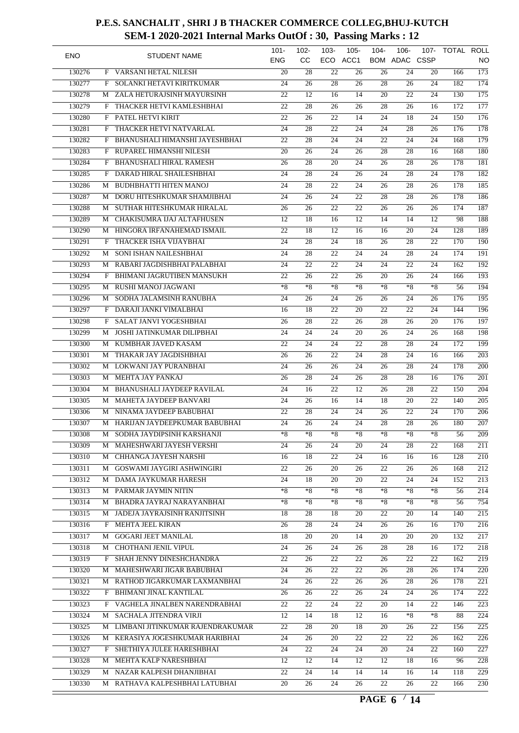# P.E.S. SANCHALIT , SHRI J B THACKER COMMERCE COLLEG,BHUJ-KUTCH

## SEM-1 2020-2021 Internal Marks OutOf : 30, Passing Marks : 12

| ENO | | STUDENT NAME | 101-ENG | 102-CC | 103-ECO | 105-ACC1 | 104-BOM | 106-ADAC | 107-CSSP | TOTAL | ROLL NO |
|---|---|---|---|---|---|---|---|---|---|---|---|
| 130276 | F | VARSANI HETAL NILESH | 20 | 28 | 22 | 26 | 26 | 24 | 20 | 166 | 173 |
| 130277 | F | SOLANKI HETAVI KIRITKUMAR | 24 | 26 | 28 | 26 | 28 | 26 | 24 | 182 | 174 |
| 130278 | M | ZALA HETURAJSINH MAYURSINH | 22 | 12 | 16 | 14 | 20 | 22 | 24 | 130 | 175 |
| 130279 | F | THACKER HETVI KAMLESHBHAI | 22 | 28 | 26 | 26 | 28 | 26 | 16 | 172 | 177 |
| 130280 | F | PATEL HETVI KIRIT | 22 | 26 | 22 | 14 | 24 | 18 | 24 | 150 | 176 |
| 130281 | F | THACKER HETVI NATVARLAL | 24 | 28 | 22 | 24 | 24 | 28 | 26 | 176 | 178 |
| 130282 | F | BHANUSHALI HIMANSHI JAYESHBHAI | 22 | 28 | 24 | 24 | 22 | 24 | 24 | 168 | 179 |
| 130283 | F | RUPAREL HIMANSHI NILESH | 20 | 26 | 24 | 26 | 28 | 28 | 16 | 168 | 180 |
| 130284 | F | BHANUSHALI HIRAL RAMESH | 26 | 28 | 20 | 24 | 26 | 28 | 26 | 178 | 181 |
| 130285 | F | DARAD HIRAL SHAILESHBHAI | 24 | 28 | 24 | 26 | 24 | 28 | 24 | 178 | 182 |
| 130286 | M | BUDHBHATTI HITEN MANOJ | 24 | 28 | 22 | 24 | 26 | 28 | 26 | 178 | 185 |
| 130287 | M | DORU HITESHKUMAR SHAMJIBHAI | 24 | 26 | 24 | 22 | 28 | 28 | 26 | 178 | 186 |
| 130288 | M | SUTHAR HITESHKUMAR HIRALAL | 26 | 26 | 22 | 22 | 26 | 26 | 26 | 174 | 187 |
| 130289 | M | CHAKISUMRA IJAJ ALTAFHUSEN | 12 | 18 | 16 | 12 | 14 | 14 | 12 | 98 | 188 |
| 130290 | M | HINGORA IRFANAHEMAD ISMAIL | 22 | 18 | 12 | 16 | 16 | 20 | 24 | 128 | 189 |
| 130291 | F | THACKER ISHA VIJAYBHAI | 24 | 28 | 24 | 18 | 26 | 28 | 22 | 170 | 190 |
| 130292 | M | SONI ISHAN NAILESHBHAI | 24 | 28 | 22 | 24 | 24 | 28 | 24 | 174 | 191 |
| 130293 | M | RABARI JAGDISHBHAI PALABHAI | 24 | 22 | 22 | 24 | 24 | 22 | 24 | 162 | 192 |
| 130294 | F | BHIMANI JAGRUTIBEN MANSUKH | 22 | 26 | 22 | 26 | 20 | 26 | 24 | 166 | 193 |
| 130295 | M | RUSHI MANOJ JAGWANI | *8 | *8 | *8 | *8 | *8 | *8 | *8 | 56 | 194 |
| 130296 | M | SODHA JALAMSINH RANUBHA | 24 | 26 | 24 | 26 | 26 | 24 | 26 | 176 | 195 |
| 130297 | F | DARAJI JANKI VIMALBHAI | 16 | 18 | 22 | 20 | 22 | 22 | 24 | 144 | 196 |
| 130298 | F | SALAT JANVI YOGESHBHAI | 26 | 28 | 22 | 26 | 28 | 26 | 20 | 176 | 197 |
| 130299 | M | JOSHI JATINKUMAR DILIPBHAI | 24 | 24 | 24 | 20 | 26 | 24 | 26 | 168 | 198 |
| 130300 | M | KUMBHAR JAVED KASAM | 22 | 24 | 24 | 22 | 28 | 28 | 24 | 172 | 199 |
| 130301 | M | THAKAR JAY JAGDISHBHAI | 26 | 26 | 22 | 24 | 28 | 24 | 16 | 166 | 203 |
| 130302 | M | LOKWANI JAY PURANBHAI | 24 | 26 | 26 | 24 | 26 | 28 | 24 | 178 | 200 |
| 130303 | M | MEHTA JAY PANKAJ | 26 | 28 | 24 | 26 | 28 | 28 | 16 | 176 | 201 |
| 130304 | M | BHANUSHALI JAYDEEP RAVILAL | 24 | 16 | 22 | 12 | 26 | 28 | 22 | 150 | 204 |
| 130305 | M | MAHETA JAYDEEP BANVARI | 24 | 26 | 16 | 14 | 18 | 20 | 22 | 140 | 205 |
| 130306 | M | NINAMA JAYDEEP BABUBHAI | 22 | 28 | 24 | 24 | 26 | 22 | 24 | 170 | 206 |
| 130307 | M | HARIJAN JAYDEEPKUMAR BABUBHAI | 24 | 26 | 24 | 24 | 28 | 28 | 26 | 180 | 207 |
| 130308 | M | SODHA JAYDIPSINH KARSHANJI | *8 | *8 | *8 | *8 | *8 | *8 | *8 | 56 | 209 |
| 130309 | M | MAHESHWARI JAYESH VERSHI | 24 | 26 | 24 | 20 | 24 | 28 | 22 | 168 | 211 |
| 130310 | M | CHHANGA JAYESH NARSHI | 16 | 18 | 22 | 24 | 16 | 16 | 16 | 128 | 210 |
| 130311 | M | GOSWAMI JAYGIRI ASHWINGIRI | 22 | 26 | 20 | 26 | 22 | 26 | 26 | 168 | 212 |
| 130312 | M | DAMA JAYKUMAR HARESH | 24 | 18 | 20 | 20 | 22 | 24 | 24 | 152 | 213 |
| 130313 | M | PARMAR JAYMIN NITIN | *8 | *8 | *8 | *8 | *8 | *8 | *8 | 56 | 214 |
| 130314 | M | BHADRA JAYRAJ NARAYANBHAI | *8 | *8 | *8 | *8 | *8 | *8 | *8 | 56 | 754 |
| 130315 | M | JADEJA JAYRAJSINH RANJITSINH | 18 | 28 | 18 | 20 | 22 | 20 | 14 | 140 | 215 |
| 130316 | F | MEHTA JEEL KIRAN | 26 | 28 | 24 | 24 | 26 | 26 | 16 | 170 | 216 |
| 130317 | M | GOGARI JEET MANILAL | 18 | 20 | 20 | 14 | 20 | 20 | 20 | 132 | 217 |
| 130318 | M | CHOTHANI JENIL VIPUL | 24 | 26 | 24 | 26 | 28 | 28 | 16 | 172 | 218 |
| 130319 | F | SHAH JENNY DINESHCHANDRA | 22 | 26 | 22 | 22 | 26 | 22 | 22 | 162 | 219 |
| 130320 | M | MAHESHWARI JIGAR BABUBHAI | 24 | 26 | 22 | 22 | 26 | 28 | 26 | 174 | 220 |
| 130321 | M | RATHOD JIGARKUMAR LAXMANBHAI | 24 | 26 | 22 | 26 | 26 | 28 | 26 | 178 | 221 |
| 130322 | F | BHIMANI JINAL KANTILAL | 26 | 26 | 22 | 26 | 24 | 24 | 26 | 174 | 222 |
| 130323 | F | VAGHELA JINALBEN NARENDRABHAI | 22 | 22 | 24 | 22 | 20 | 14 | 22 | 146 | 223 |
| 130324 | M | SACHALA JITENDRA VIRJI | 12 | 14 | 18 | 12 | 16 | *8 | *8 | 88 | 224 |
| 130325 | M | LIMBANI JITINKUMAR RAJENDRAKUMAR | 22 | 28 | 20 | 18 | 20 | 26 | 22 | 156 | 225 |
| 130326 | M | KERASIYA JOGESHKUMAR HARIBHAI | 24 | 26 | 20 | 22 | 22 | 22 | 26 | 162 | 226 |
| 130327 | F | SHETHIYA JULEE HARESHBHAI | 24 | 22 | 24 | 24 | 20 | 24 | 22 | 160 | 227 |
| 130328 | M | MEHTA KALP NARESHBHAI | 12 | 12 | 14 | 12 | 12 | 18 | 16 | 96 | 228 |
| 130329 | M | NAZAR KALPESH DHANJIBHAI | 22 | 24 | 14 | 14 | 14 | 16 | 14 | 118 | 229 |
| 130330 | M | RATHAVA KALPESHBHAI LATUBHAI | 20 | 26 | 24 | 26 | 22 | 26 | 22 | 166 | 230 |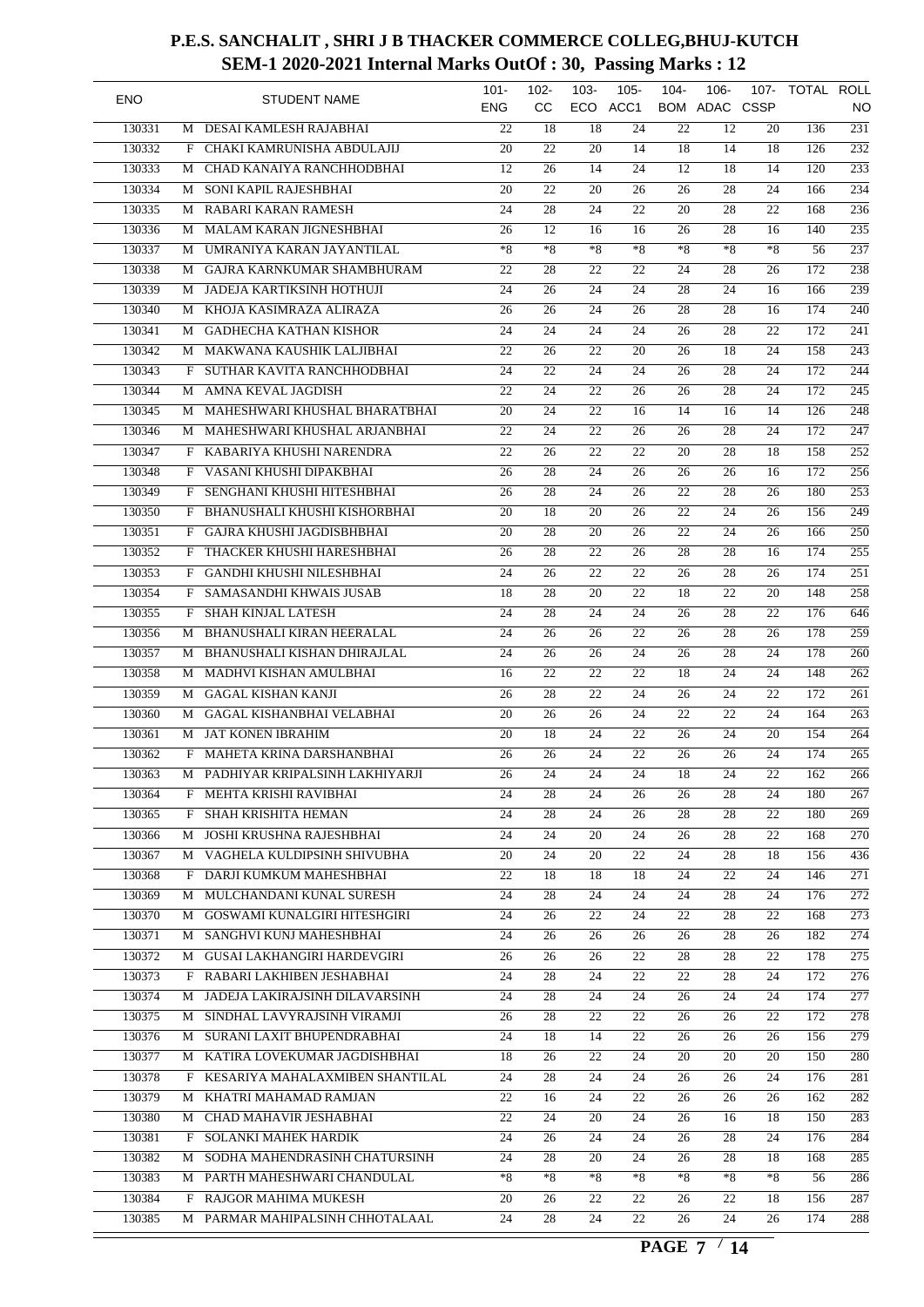# P.E.S. SANCHALIT , SHRI J B THACKER COMMERCE COLLEG,BHUJ-KUTCH
## SEM-1 2020-2021 Internal Marks OutOf : 30, Passing Marks : 12

| ENO | | STUDENT NAME | 101-ENG | 102-CC | 103-ECO | 105-ACC1 | 104-BOM | 106-ADAC | 107-CSSP | TOTAL | ROLL NO |
|---|---|---|---|---|---|---|---|---|---|---|---|
| 130331 | M | DESAI KAMLESH RAJABHAI | 22 | 18 | 18 | 24 | 22 | 12 | 20 | 136 | 231 |
| 130332 | F | CHAKI KAMRUNISHA ABDULAJIJ | 20 | 22 | 20 | 14 | 18 | 14 | 18 | 126 | 232 |
| 130333 | M | CHAD KANAIYA RANCHHODBHAI | 12 | 26 | 14 | 24 | 12 | 18 | 14 | 120 | 233 |
| 130334 | M | SONI KAPIL RAJESHBHAI | 20 | 22 | 20 | 26 | 26 | 28 | 24 | 166 | 234 |
| 130335 | M | RABARI KARAN RAMESH | 24 | 28 | 24 | 22 | 20 | 28 | 22 | 168 | 236 |
| 130336 | M | MALAM KARAN JIGNESHBHAI | 26 | 12 | 16 | 16 | 26 | 28 | 16 | 140 | 235 |
| 130337 | M | UMRANIYA KARAN JAYANTILAL | *8 | *8 | *8 | *8 | *8 | *8 | *8 | 56 | 237 |
| 130338 | M | GAJRA KARNKUMAR SHAMBHURAM | 22 | 28 | 22 | 22 | 24 | 28 | 26 | 172 | 238 |
| 130339 | M | JADEJA KARTIKSINH HOTHUJI | 24 | 26 | 24 | 24 | 28 | 24 | 16 | 166 | 239 |
| 130340 | M | KHOJA KASIMRAZA ALIRAZA | 26 | 26 | 24 | 26 | 28 | 28 | 16 | 174 | 240 |
| 130341 | M | GADHECHA KATHAN KISHOR | 24 | 24 | 24 | 24 | 26 | 28 | 22 | 172 | 241 |
| 130342 | M | MAKWANA KAUSHIK LALJIBHAI | 22 | 26 | 22 | 20 | 26 | 18 | 24 | 158 | 243 |
| 130343 | F | SUTHAR KAVITA RANCHHODBHAI | 24 | 22 | 24 | 24 | 26 | 28 | 24 | 172 | 244 |
| 130344 | M | AMNA KEVAL JAGDISH | 22 | 24 | 22 | 26 | 26 | 28 | 24 | 172 | 245 |
| 130345 | M | MAHESHWARI KHUSHAL BHARATBHAI | 20 | 24 | 22 | 16 | 14 | 16 | 14 | 126 | 248 |
| 130346 | M | MAHESHWARI KHUSHAL ARJANBHAI | 22 | 24 | 22 | 26 | 26 | 28 | 24 | 172 | 247 |
| 130347 | F | KABARIYA KHUSHI NARENDRA | 22 | 26 | 22 | 22 | 20 | 28 | 18 | 158 | 252 |
| 130348 | F | VASANI KHUSHI DIPAKBHAI | 26 | 28 | 24 | 26 | 26 | 26 | 16 | 172 | 256 |
| 130349 | F | SENGHANI KHUSHI HITESHBHAI | 26 | 28 | 24 | 26 | 22 | 28 | 26 | 180 | 253 |
| 130350 | F | BHANUSHALI KHUSHI KISHORBHAI | 20 | 18 | 20 | 26 | 22 | 24 | 26 | 156 | 249 |
| 130351 | F | GAJRA KHUSHI JAGDISBHBHAI | 20 | 28 | 20 | 26 | 22 | 24 | 26 | 166 | 250 |
| 130352 | F | THACKER KHUSHI HARESHBHAI | 26 | 28 | 22 | 26 | 28 | 28 | 16 | 174 | 255 |
| 130353 | F | GANDHI KHUSHI NILESHBHAI | 24 | 26 | 22 | 22 | 26 | 28 | 26 | 174 | 251 |
| 130354 | F | SAMASANDHI KHWAIS JUSAB | 18 | 28 | 20 | 22 | 18 | 22 | 20 | 148 | 258 |
| 130355 | F | SHAH KINJAL LATESH | 24 | 28 | 24 | 24 | 26 | 28 | 22 | 176 | 646 |
| 130356 | M | BHANUSHALI KIRAN HEERALAL | 24 | 26 | 26 | 22 | 26 | 28 | 26 | 178 | 259 |
| 130357 | M | BHANUSHALI KISHAN DHIRAJLAL | 24 | 26 | 26 | 24 | 26 | 28 | 24 | 178 | 260 |
| 130358 | M | MADHVI KISHAN AMULBHAI | 16 | 22 | 22 | 22 | 18 | 24 | 24 | 148 | 262 |
| 130359 | M | GAGAL KISHAN KANJI | 26 | 28 | 22 | 24 | 26 | 24 | 22 | 172 | 261 |
| 130360 | M | GAGAL KISHANBHAI VELABHAI | 20 | 26 | 26 | 24 | 22 | 22 | 24 | 164 | 263 |
| 130361 | M | JAT KONEN IBRAHIM | 20 | 18 | 24 | 22 | 26 | 24 | 20 | 154 | 264 |
| 130362 | F | MAHETA KRINA DARSHANBHAI | 26 | 26 | 24 | 22 | 26 | 26 | 24 | 174 | 265 |
| 130363 | M | PADHIYAR KRIPALSINH LAKHIYARJI | 26 | 24 | 24 | 24 | 18 | 24 | 22 | 162 | 266 |
| 130364 | F | MEHTA KRISHI RAVIBHAI | 24 | 28 | 24 | 26 | 26 | 28 | 24 | 180 | 267 |
| 130365 | F | SHAH KRISHITA HEMAN | 24 | 28 | 24 | 26 | 28 | 28 | 22 | 180 | 269 |
| 130366 | M | JOSHI KRUSHNA RAJESHBHAI | 24 | 24 | 20 | 24 | 26 | 28 | 22 | 168 | 270 |
| 130367 | M | VAGHELA KULDIPSINH SHIVUBHA | 20 | 24 | 20 | 22 | 24 | 28 | 18 | 156 | 436 |
| 130368 | F | DARJI KUMKUM MAHESHBHAI | 22 | 18 | 18 | 18 | 24 | 22 | 24 | 146 | 271 |
| 130369 | M | MULCHANDANI KUNAL SURESH | 24 | 28 | 24 | 24 | 24 | 28 | 24 | 176 | 272 |
| 130370 | M | GOSWAMI KUNALGIRI HITESHGIRI | 24 | 26 | 22 | 24 | 22 | 28 | 22 | 168 | 273 |
| 130371 | M | SANGHVI KUNJ MAHESHBHAI | 24 | 26 | 26 | 26 | 26 | 28 | 26 | 182 | 274 |
| 130372 | M | GUSAI LAKHANGIRI HARDEVGIRI | 26 | 26 | 26 | 22 | 28 | 28 | 22 | 178 | 275 |
| 130373 | F | RABARI LAKHIBEN JESHABHAI | 24 | 28 | 24 | 22 | 22 | 28 | 24 | 172 | 276 |
| 130374 | M | JADEJA LAKIRAJSINH DILAVARSINH | 24 | 28 | 24 | 24 | 26 | 24 | 24 | 174 | 277 |
| 130375 | M | SINDHAL LAVYRAJSINH VIRAMJI | 26 | 28 | 22 | 22 | 26 | 26 | 22 | 172 | 278 |
| 130376 | M | SURANI LAXIT BHUPENDRABHAI | 24 | 18 | 14 | 22 | 26 | 26 | 26 | 156 | 279 |
| 130377 | M | KATIRA LOVEKUMAR JAGDISHBHAI | 18 | 26 | 22 | 24 | 20 | 20 | 20 | 150 | 280 |
| 130378 | F | KESARIYA MAHALAXMIBEN SHANTILAL | 24 | 28 | 24 | 24 | 26 | 26 | 24 | 176 | 281 |
| 130379 | M | KHATRI MAHAMAD RAMJAN | 22 | 16 | 24 | 22 | 26 | 26 | 26 | 162 | 282 |
| 130380 | M | CHAD MAHAVIR JESHABHAI | 22 | 24 | 20 | 24 | 26 | 16 | 18 | 150 | 283 |
| 130381 | F | SOLANKI MAHEK HARDIK | 24 | 26 | 24 | 24 | 26 | 28 | 24 | 176 | 284 |
| 130382 | M | SODHA MAHENDRASINH CHATURSINH | 24 | 28 | 20 | 24 | 26 | 28 | 18 | 168 | 285 |
| 130383 | M | PARTH MAHESHWARI CHANDULAL | *8 | *8 | *8 | *8 | *8 | *8 | *8 | 56 | 286 |
| 130384 | F | RAJGOR MAHIMA MUKESH | 20 | 26 | 22 | 22 | 26 | 22 | 18 | 156 | 287 |
| 130385 | M | PARMAR MAHIPALSINH CHHOTALAAL | 24 | 28 | 24 | 22 | 26 | 24 | 26 | 174 | 288 |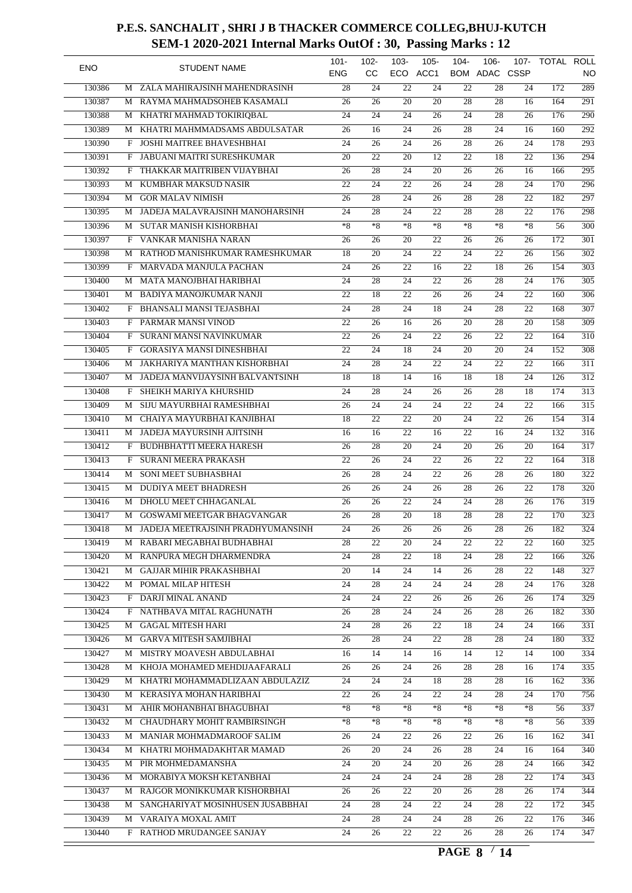# P.E.S. SANCHALIT , SHRI J B THACKER COMMERCE COLLEG,BHUJ-KUTCH

## SEM-1 2020-2021 Internal Marks OutOf : 30, Passing Marks : 12

| ENO | | STUDENT NAME | 101-ENG | 102-CC | 103-ECO | 105-ACC1 | 104-BOM | 106-ADAC | 107-CSSP | TOTAL | ROLL NO |
|---|---|---|---|---|---|---|---|---|---|---|---|
| 130386 | M | ZALA MAHIRAJSINH MAHENDRASINH | 28 | 24 | 22 | 24 | 22 | 28 | 24 | 172 | 289 |
| 130387 | M | RAYMA MAHMADSOHEB KASAMALI | 26 | 26 | 20 | 20 | 28 | 28 | 16 | 164 | 291 |
| 130388 | M | KHATRI MAHMAD TOKIRIQBAL | 24 | 24 | 24 | 26 | 24 | 28 | 26 | 176 | 290 |
| 130389 | M | KHATRI MAHMMADSAMS ABDULSATAR | 26 | 16 | 24 | 26 | 28 | 24 | 16 | 160 | 292 |
| 130390 | F | JOSHI MAITREE BHAVESHBHAI | 24 | 26 | 24 | 26 | 28 | 26 | 24 | 178 | 293 |
| 130391 | F | JABUANI MAITRI SURESHKUMAR | 20 | 22 | 20 | 12 | 22 | 18 | 22 | 136 | 294 |
| 130392 | F | THAKKAR MAITRIBEN VIJAYBHAI | 26 | 28 | 24 | 20 | 26 | 26 | 16 | 166 | 295 |
| 130393 | M | KUMBHAR MAKSUD NASIR | 22 | 24 | 22 | 26 | 24 | 28 | 24 | 170 | 296 |
| 130394 | M | GOR MALAV NIMISH | 26 | 28 | 24 | 26 | 28 | 28 | 22 | 182 | 297 |
| 130395 | M | JADEJA MALAVRAJSINH MANOHARSINH | 24 | 28 | 24 | 22 | 28 | 28 | 22 | 176 | 298 |
| 130396 | M | SUTAR MANISH KISHORBHAI | *8 | *8 | *8 | *8 | *8 | *8 | *8 | 56 | 300 |
| 130397 | F | VANKAR MANISHA NARAN | 26 | 26 | 20 | 22 | 26 | 26 | 26 | 172 | 301 |
| 130398 | M | RATHOD MANISHKUMAR RAMESHKUMAR | 18 | 20 | 24 | 22 | 24 | 22 | 26 | 156 | 302 |
| 130399 | F | MARVADA MANJULA PACHAN | 24 | 26 | 22 | 16 | 22 | 18 | 26 | 154 | 303 |
| 130400 | M | MATA MANOJBHAI HARIBHAI | 24 | 28 | 24 | 22 | 26 | 28 | 24 | 176 | 305 |
| 130401 | M | BADIYA MANOJKUMAR NANJI | 22 | 18 | 22 | 26 | 26 | 24 | 22 | 160 | 306 |
| 130402 | F | BHANSALI MANSI TEJASBHAI | 24 | 28 | 24 | 18 | 24 | 28 | 22 | 168 | 307 |
| 130403 | F | PARMAR MANSI VINOD | 22 | 26 | 16 | 26 | 20 | 28 | 20 | 158 | 309 |
| 130404 | F | SURANI MANSI NAVINKUMAR | 22 | 26 | 24 | 22 | 26 | 22 | 22 | 164 | 310 |
| 130405 | F | GORASIYA MANSI DINESHBHAI | 22 | 24 | 18 | 24 | 20 | 20 | 24 | 152 | 308 |
| 130406 | M | JAKHARIYA MANTHAN KISHORBHAI | 24 | 28 | 24 | 22 | 24 | 22 | 22 | 166 | 311 |
| 130407 | M | JADEJA MANVIJAYSINH BALVANTSINH | 18 | 18 | 14 | 16 | 18 | 18 | 24 | 126 | 312 |
| 130408 | F | SHEIKH MARIYA KHURSHID | 24 | 28 | 24 | 26 | 26 | 28 | 18 | 174 | 313 |
| 130409 | M | SIJU MAYURBHAI RAMESHBHAI | 26 | 24 | 24 | 24 | 22 | 24 | 22 | 166 | 315 |
| 130410 | M | CHAIYA MAYURBHAI KANJIBHAI | 18 | 22 | 22 | 20 | 24 | 22 | 26 | 154 | 314 |
| 130411 | M | JADEJA MAYURSINH AJITSINH | 16 | 16 | 22 | 16 | 22 | 16 | 24 | 132 | 316 |
| 130412 | F | BUDHBHATTI MEERA HARESH | 26 | 28 | 20 | 24 | 20 | 26 | 20 | 164 | 317 |
| 130413 | F | SURANI MEERA PRAKASH | 22 | 26 | 24 | 22 | 26 | 22 | 22 | 164 | 318 |
| 130414 | M | SONI MEET SUBHASBHAI | 26 | 28 | 24 | 22 | 26 | 28 | 26 | 180 | 322 |
| 130415 | M | DUDIYA MEET BHADRESH | 26 | 26 | 24 | 26 | 28 | 26 | 22 | 178 | 320 |
| 130416 | M | DHOLU MEET CHHAGANLAL | 26 | 26 | 22 | 24 | 24 | 28 | 26 | 176 | 319 |
| 130417 | M | GOSWAMI MEETGAR BHAGVANGAR | 26 | 28 | 20 | 18 | 28 | 28 | 22 | 170 | 323 |
| 130418 | M | JADEJA MEETRAJSINH PRADHYUMANSINH | 24 | 26 | 26 | 26 | 26 | 28 | 26 | 182 | 324 |
| 130419 | M | RABARI MEGABHAI BUDHABHAI | 28 | 22 | 20 | 24 | 22 | 22 | 22 | 160 | 325 |
| 130420 | M | RANPURA MEGH DHARMENDRA | 24 | 28 | 22 | 18 | 24 | 28 | 22 | 166 | 326 |
| 130421 | M | GAJJAR MIHIR PRAKASHBHAI | 20 | 14 | 24 | 14 | 26 | 28 | 22 | 148 | 327 |
| 130422 | M | POMAL MILAP HITESH | 24 | 28 | 24 | 24 | 24 | 28 | 24 | 176 | 328 |
| 130423 | F | DARJI MINAL ANAND | 24 | 24 | 22 | 26 | 26 | 26 | 26 | 174 | 329 |
| 130424 | F | NATHBAVA MITAL RAGHUNATH | 26 | 28 | 24 | 24 | 26 | 28 | 26 | 182 | 330 |
| 130425 | M | GAGAL MITESH HARI | 24 | 28 | 26 | 22 | 18 | 24 | 24 | 166 | 331 |
| 130426 | M | GARVA MITESH SAMJIBHAI | 26 | 28 | 24 | 22 | 28 | 28 | 24 | 180 | 332 |
| 130427 | M | MISTRY MOAVESH ABDULABHAI | 16 | 14 | 14 | 16 | 14 | 12 | 14 | 100 | 334 |
| 130428 | M | KHOJA MOHAMED MEHDIJAAFARALI | 26 | 26 | 24 | 26 | 28 | 28 | 16 | 174 | 335 |
| 130429 | M | KHATRI MOHAMMADLIZAAN ABDULAZIZ | 24 | 24 | 24 | 18 | 28 | 28 | 16 | 162 | 336 |
| 130430 | M | KERASIYA MOHAN HARIBHAI | 22 | 26 | 24 | 22 | 24 | 28 | 24 | 170 | 756 |
| 130431 | M | AHIR MOHANBHAI BHAGUBHAI | *8 | *8 | *8 | *8 | *8 | *8 | *8 | 56 | 337 |
| 130432 | M | CHAUDHARY MOHIT RAMBIRSINGH | *8 | *8 | *8 | *8 | *8 | *8 | *8 | 56 | 339 |
| 130433 | M | MANIAR MOHMADMAROOF SALIM | 26 | 24 | 22 | 26 | 22 | 26 | 16 | 162 | 341 |
| 130434 | M | KHATRI MOHMADAKHTAR MAMAD | 26 | 20 | 24 | 26 | 28 | 24 | 16 | 164 | 340 |
| 130435 | M | PIR MOHMEDAMANSHA | 24 | 20 | 24 | 20 | 26 | 28 | 24 | 166 | 342 |
| 130436 | M | MORABIYA MOKSH KETANBHAI | 24 | 24 | 24 | 24 | 28 | 28 | 22 | 174 | 343 |
| 130437 | M | RAJGOR MONIKKUMAR KISHORBHAI | 26 | 26 | 22 | 20 | 26 | 28 | 26 | 174 | 344 |
| 130438 | M | SANGHARIYAT MOSINHUSEN JUSABBHAI | 24 | 28 | 24 | 22 | 24 | 28 | 22 | 172 | 345 |
| 130439 | M | VARAIYA MOXAL AMIT | 24 | 28 | 24 | 24 | 28 | 26 | 22 | 176 | 346 |
| 130440 | F | RATHOD MRUDANGEE SANJAY | 24 | 26 | 22 | 22 | 26 | 28 | 26 | 174 | 347 |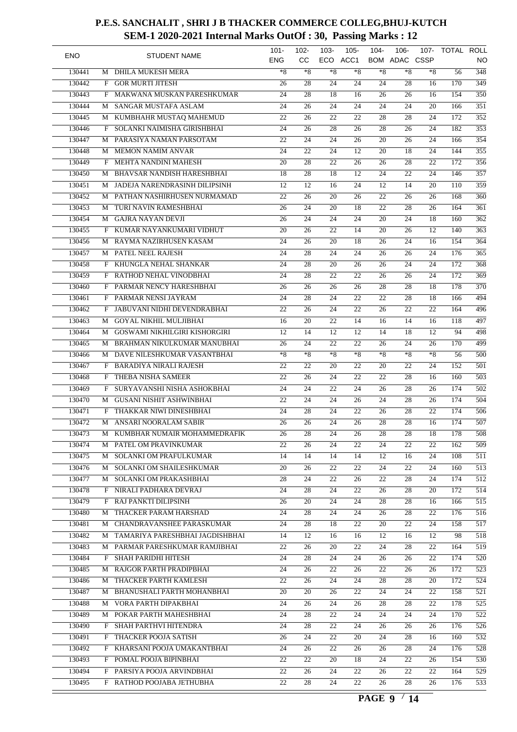# P.E.S. SANCHALIT , SHRI J B THACKER COMMERCE COLLEG,BHUJ-KUTCH

## SEM-1 2020-2021 Internal Marks OutOf : 30, Passing Marks : 12

| ENO | | STUDENT NAME | 101-ENG | 102-CC | 103-ECO | 105-ACC1 | 104-BOM | 106-ADAC | 107-CSSP | TOTAL | ROLL NO |
|---|---|---|---|---|---|---|---|---|---|---|---|
| 130441 | M | DHILA MUKESH MERA | *8 | *8 | *8 | *8 | *8 | *8 | *8 | 56 | 348 |
| 130442 | F | GOR MURTI JITESH | 26 | 28 | 24 | 24 | 24 | 28 | 16 | 170 | 349 |
| 130443 | F | MAKWANA MUSKAN PARESHKUMAR | 24 | 28 | 18 | 16 | 26 | 26 | 16 | 154 | 350 |
| 130444 | M | SANGAR MUSTAFA ASLAM | 24 | 26 | 24 | 24 | 24 | 24 | 20 | 166 | 351 |
| 130445 | M | KUMBHAHR MUSTAQ MAHEMUD | 22 | 26 | 22 | 22 | 28 | 28 | 24 | 172 | 352 |
| 130446 | F | SOLANKI NAIMISHA GIRISHBHAI | 24 | 26 | 28 | 26 | 28 | 26 | 24 | 182 | 353 |
| 130447 | M | PARASIYA NAMAN PARSOTAM | 22 | 24 | 24 | 26 | 20 | 26 | 24 | 166 | 354 |
| 130448 | M | MEMON NAMIM ANVAR | 24 | 22 | 24 | 12 | 20 | 18 | 24 | 144 | 355 |
| 130449 | F | MEHTA NANDINI MAHESH | 20 | 28 | 22 | 26 | 26 | 28 | 22 | 172 | 356 |
| 130450 | M | BHAVSAR NANDISH HARESHBHAI | 18 | 28 | 18 | 12 | 24 | 22 | 24 | 146 | 357 |
| 130451 | M | JADEJA NARENDRASINH DILIPSINH | 12 | 12 | 16 | 24 | 12 | 14 | 20 | 110 | 359 |
| 130452 | M | PATHAN NASHIRHUSEN NURMAMAD | 22 | 26 | 20 | 26 | 22 | 26 | 26 | 168 | 360 |
| 130453 | M | TURI NAVIN RAMESHBHAI | 26 | 24 | 20 | 18 | 22 | 28 | 26 | 164 | 361 |
| 130454 | M | GAJRA NAYAN DEVJI | 26 | 24 | 24 | 24 | 20 | 24 | 18 | 160 | 362 |
| 130455 | F | KUMAR NAYANKUMARI VIDHUT | 20 | 26 | 22 | 14 | 20 | 26 | 12 | 140 | 363 |
| 130456 | M | RAYMA NAZIRHUSEN KASAM | 24 | 26 | 20 | 18 | 26 | 24 | 16 | 154 | 364 |
| 130457 | M | PATEL NEEL RAJESH | 24 | 28 | 24 | 24 | 26 | 26 | 24 | 176 | 365 |
| 130458 | F | KHUNGLA NEHAL SHANKAR | 24 | 28 | 20 | 26 | 26 | 24 | 24 | 172 | 368 |
| 130459 | F | RATHOD NEHAL VINODBHAI | 24 | 28 | 22 | 22 | 26 | 26 | 24 | 172 | 369 |
| 130460 | F | PARMAR NENCY HARESHBHAI | 26 | 26 | 26 | 26 | 28 | 28 | 18 | 178 | 370 |
| 130461 | F | PARMAR NENSI JAYRAM | 24 | 28 | 24 | 22 | 22 | 28 | 18 | 166 | 494 |
| 130462 | F | JABUVANI NIDHI DEVENDRABHAI | 22 | 26 | 24 | 22 | 26 | 22 | 22 | 164 | 496 |
| 130463 | M | GOYAL NIKHIL MULJIBHAI | 16 | 20 | 22 | 14 | 16 | 14 | 16 | 118 | 497 |
| 130464 | M | GOSWAMI NIKHILGIRI KISHORGIRI | 12 | 14 | 12 | 12 | 14 | 18 | 12 | 94 | 498 |
| 130465 | M | BRAHMAN NIKULKUMAR MANUBHAI | 26 | 24 | 22 | 22 | 26 | 24 | 26 | 170 | 499 |
| 130466 | M | DAVE NILESHKUMAR VASANTBHAI | *8 | *8 | *8 | *8 | *8 | *8 | *8 | 56 | 500 |
| 130467 | F | BARADIYA NIRALI RAJESH | 22 | 22 | 20 | 22 | 20 | 22 | 24 | 152 | 501 |
| 130468 | F | THEBA NISHA SAMEER | 22 | 26 | 24 | 22 | 22 | 28 | 16 | 160 | 503 |
| 130469 | F | SURYAVANSHI NISHA ASHOKBHAI | 24 | 24 | 22 | 24 | 26 | 28 | 26 | 174 | 502 |
| 130470 | M | GUSANI NISHIT ASHWINBHAI | 22 | 24 | 24 | 26 | 24 | 28 | 26 | 174 | 504 |
| 130471 | F | THAKKAR NIWI DINESHBHAI | 24 | 28 | 24 | 22 | 26 | 28 | 22 | 174 | 506 |
| 130472 | M | ANSARI NOORALAM SABIR | 26 | 26 | 24 | 26 | 28 | 28 | 16 | 174 | 507 |
| 130473 | M | KUMBHAR NUMAIR MOHAMMEDRAFIK | 26 | 28 | 24 | 26 | 28 | 28 | 18 | 178 | 508 |
| 130474 | M | PATEL OM PRAVINKUMAR | 22 | 26 | 24 | 22 | 24 | 22 | 22 | 162 | 509 |
| 130475 | M | SOLANKI OM PRAFULKUMAR | 14 | 14 | 14 | 14 | 12 | 16 | 24 | 108 | 511 |
| 130476 | M | SOLANKI OM SHAILESHKUMAR | 20 | 26 | 22 | 22 | 24 | 22 | 24 | 160 | 513 |
| 130477 | M | SOLANKI OM PRAKASHBHAI | 28 | 24 | 22 | 26 | 22 | 28 | 24 | 174 | 512 |
| 130478 | F | NIRALI PADHARA DEVRAJ | 24 | 28 | 24 | 22 | 26 | 28 | 20 | 172 | 514 |
| 130479 | F | RAJ PANKTI DILIPSINH | 26 | 20 | 24 | 24 | 28 | 28 | 16 | 166 | 515 |
| 130480 | M | THACKER PARAM HARSHAD | 24 | 28 | 24 | 24 | 26 | 28 | 22 | 176 | 516 |
| 130481 | M | CHANDRAVANSHEE PARASKUMAR | 24 | 28 | 18 | 22 | 20 | 22 | 24 | 158 | 517 |
| 130482 | M | TAMARIYA PARESHBHAI JAGDISHBHAI | 14 | 12 | 16 | 16 | 12 | 16 | 12 | 98 | 518 |
| 130483 | M | PARMAR PARESHKUMAR RAMJIBHAI | 22 | 26 | 20 | 22 | 24 | 28 | 22 | 164 | 519 |
| 130484 | F | SHAH PARIDHI HITESH | 24 | 28 | 24 | 24 | 26 | 26 | 22 | 174 | 520 |
| 130485 | M | RAJGOR PARTH PRADIPBHAI | 24 | 26 | 22 | 26 | 22 | 26 | 26 | 172 | 523 |
| 130486 | M | THACKER PARTH KAMLESH | 22 | 26 | 24 | 24 | 28 | 28 | 20 | 172 | 524 |
| 130487 | M | BHANUSHALI PARTH MOHANBHAI | 20 | 20 | 26 | 22 | 24 | 24 | 22 | 158 | 521 |
| 130488 | M | VORA PARTH DIPAKBHAI | 24 | 26 | 24 | 26 | 28 | 28 | 22 | 178 | 525 |
| 130489 | M | POKAR PARTH MAHESHBHAI | 24 | 28 | 22 | 24 | 24 | 24 | 24 | 170 | 522 |
| 130490 | F | SHAH PARTHVI HITENDRA | 24 | 28 | 22 | 24 | 26 | 26 | 26 | 176 | 526 |
| 130491 | F | THACKER POOJA SATISH | 26 | 24 | 22 | 20 | 24 | 28 | 16 | 160 | 532 |
| 130492 | F | KHARSANI POOJA UMAKANTBHAI | 24 | 26 | 22 | 26 | 26 | 28 | 24 | 176 | 528 |
| 130493 | F | POMAL POOJA BIPINBHAI | 22 | 22 | 20 | 18 | 24 | 22 | 26 | 154 | 530 |
| 130494 | F | PARSIYA POOJA ARVINDBHAI | 22 | 26 | 24 | 22 | 26 | 22 | 22 | 164 | 529 |
| 130495 | F | RATHOD POOJABA JETHUBHA | 22 | 28 | 24 | 22 | 26 | 28 | 26 | 176 | 533 |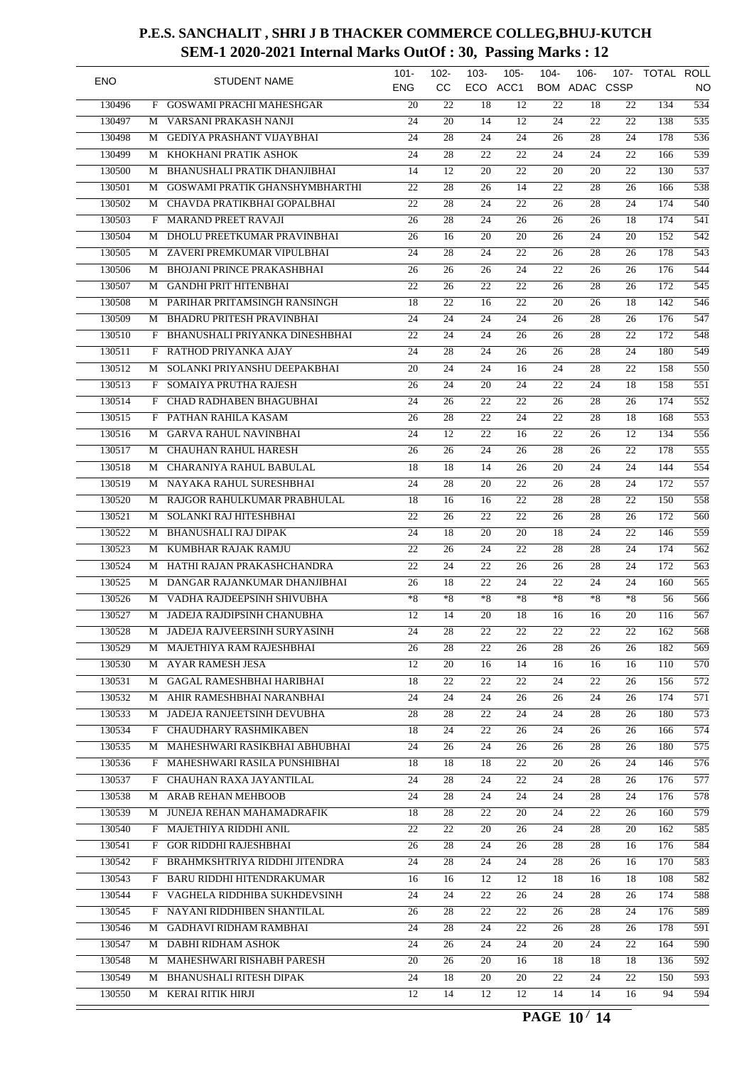# P.E.S. SANCHALIT , SHRI J B THACKER COMMERCE COLLEG,BHUJ-KUTCH

## SEM-1 2020-2021 Internal Marks OutOf : 30, Passing Marks : 12

| ENO | | STUDENT NAME | 101-ENG | 102-CC | 103-ECO | 105-ACC1 | 104-BOM | 106-ADAC | 107-CSSP | TOTAL | ROLL NO |
|---|---|---|---|---|---|---|---|---|---|---|---|
| 130496 | F | GOSWAMI PRACHI MAHESHGAR | 20 | 22 | 18 | 12 | 22 | 18 | 22 | 134 | 534 |
| 130497 | M | VARSANI PRAKASH NANJI | 24 | 20 | 14 | 12 | 24 | 22 | 22 | 138 | 535 |
| 130498 | M | GEDIYA PRASHANT VIJAYBHAI | 24 | 28 | 24 | 24 | 26 | 28 | 24 | 178 | 536 |
| 130499 | M | KHOKHANI PRATIK ASHOK | 24 | 28 | 22 | 22 | 24 | 24 | 22 | 166 | 539 |
| 130500 | M | BHANUSHALI PRATIK DHANJIBHAI | 14 | 12 | 20 | 22 | 20 | 20 | 22 | 130 | 537 |
| 130501 | M | GOSWAMI PRATIK GHANSHYMBHARTHI | 22 | 28 | 26 | 14 | 22 | 28 | 26 | 166 | 538 |
| 130502 | M | CHAVDA PRATIKBHAI GOPALBHAI | 22 | 28 | 24 | 22 | 26 | 28 | 24 | 174 | 540 |
| 130503 | F | MARAND PREET RAVAJI | 26 | 28 | 24 | 26 | 26 | 26 | 18 | 174 | 541 |
| 130504 | M | DHOLU PREETKUMAR PRAVINBHAI | 26 | 16 | 20 | 20 | 26 | 24 | 20 | 152 | 542 |
| 130505 | M | ZAVERI PREMKUMAR VIPULBHAI | 24 | 28 | 24 | 22 | 26 | 28 | 26 | 178 | 543 |
| 130506 | M | BHOJANI PRINCE PRAKASHBHAI | 26 | 26 | 26 | 24 | 22 | 26 | 26 | 176 | 544 |
| 130507 | M | GANDHI PRIT HITENBHAI | 22 | 26 | 22 | 22 | 26 | 28 | 26 | 172 | 545 |
| 130508 | M | PARIHAR PRITAMSINGH RANSINGH | 18 | 22 | 16 | 22 | 20 | 26 | 18 | 142 | 546 |
| 130509 | M | BHADRU PRITESH PRAVINBHAI | 24 | 24 | 24 | 24 | 26 | 28 | 26 | 176 | 547 |
| 130510 | F | BHANUSHALI PRIYANKA DINESHBHAI | 22 | 24 | 24 | 26 | 26 | 28 | 22 | 172 | 548 |
| 130511 | F | RATHOD PRIYANKA AJAY | 24 | 28 | 24 | 26 | 26 | 28 | 24 | 180 | 549 |
| 130512 | M | SOLANKI PRIYANSHU DEEPAKBHAI | 20 | 24 | 24 | 16 | 24 | 28 | 22 | 158 | 550 |
| 130513 | F | SOMAIYA PRUTHA RAJESH | 26 | 24 | 20 | 24 | 22 | 24 | 18 | 158 | 551 |
| 130514 | F | CHAD RADHABEN BHAGUBHAI | 24 | 26 | 22 | 22 | 26 | 28 | 26 | 174 | 552 |
| 130515 | F | PATHAN RAHILA KASAM | 26 | 28 | 22 | 24 | 22 | 28 | 18 | 168 | 553 |
| 130516 | M | GARVA RAHUL NAVINBHAI | 24 | 12 | 22 | 16 | 22 | 26 | 12 | 134 | 556 |
| 130517 | M | CHAUHAN RAHUL HARESH | 26 | 26 | 24 | 26 | 28 | 26 | 22 | 178 | 555 |
| 130518 | M | CHARANIYA RAHUL BABULAL | 18 | 18 | 14 | 26 | 20 | 24 | 24 | 144 | 554 |
| 130519 | M | NAYAKA RAHUL SURESHBHAI | 24 | 28 | 20 | 22 | 26 | 28 | 24 | 172 | 557 |
| 130520 | M | RAJGOR RAHULKUMAR PRABHULAL | 18 | 16 | 16 | 22 | 28 | 28 | 22 | 150 | 558 |
| 130521 | M | SOLANKI RAJ HITESHBHAI | 22 | 26 | 22 | 22 | 26 | 28 | 26 | 172 | 560 |
| 130522 | M | BHANUSHALI RAJ DIPAK | 24 | 18 | 20 | 20 | 18 | 24 | 22 | 146 | 559 |
| 130523 | M | KUMBHAR RAJAK RAMJU | 22 | 26 | 24 | 22 | 28 | 28 | 24 | 174 | 562 |
| 130524 | M | HATHI RAJAN PRAKASHCHANDRA | 22 | 24 | 22 | 26 | 26 | 28 | 24 | 172 | 563 |
| 130525 | M | DANGAR RAJANKUMAR DHANJIBHAI | 26 | 18 | 22 | 24 | 22 | 24 | 24 | 160 | 565 |
| 130526 | M | VADHA RAJDEEPSINH SHIVUBHA | *8 | *8 | *8 | *8 | *8 | *8 | *8 | 56 | 566 |
| 130527 | M | JADEJA RAJDIPSINH CHANUBHA | 12 | 14 | 20 | 18 | 16 | 16 | 20 | 116 | 567 |
| 130528 | M | JADEJA RAJVEERSINH SURYASINH | 24 | 28 | 22 | 22 | 22 | 22 | 22 | 162 | 568 |
| 130529 | M | MAJETHIYA RAM RAJESHBHAI | 26 | 28 | 22 | 26 | 28 | 26 | 26 | 182 | 569 |
| 130530 | M | AYAR RAMESH JESA | 12 | 20 | 16 | 14 | 16 | 16 | 16 | 110 | 570 |
| 130531 | M | GAGAL RAMESHBHAI HARIBHAI | 18 | 22 | 22 | 22 | 24 | 22 | 26 | 156 | 572 |
| 130532 | M | AHIR RAMESHBHAI NARANBHAI | 24 | 24 | 24 | 26 | 26 | 24 | 26 | 174 | 571 |
| 130533 | M | JADEJA RANJEETSINH DEVUBHA | 28 | 28 | 22 | 24 | 24 | 28 | 26 | 180 | 573 |
| 130534 | F | CHAUDHARY RASHMIKABEN | 18 | 24 | 22 | 26 | 24 | 26 | 26 | 166 | 574 |
| 130535 | M | MAHESHWARI RASIKBHAI ABHUBHAI | 24 | 26 | 24 | 26 | 26 | 28 | 26 | 180 | 575 |
| 130536 | F | MAHESHWARI RASILA PUNSHIBHAI | 18 | 18 | 18 | 22 | 20 | 26 | 24 | 146 | 576 |
| 130537 | F | CHAUHAN RAXA JAYANTILAL | 24 | 28 | 24 | 22 | 24 | 28 | 26 | 176 | 577 |
| 130538 | M | ARAB REHAN MEHBOOB | 24 | 28 | 24 | 24 | 24 | 28 | 24 | 176 | 578 |
| 130539 | M | JUNEJA REHAN MAHAMADRAFIK | 18 | 28 | 22 | 20 | 24 | 22 | 26 | 160 | 579 |
| 130540 | F | MAJETHIYA RIDDHI ANIL | 22 | 22 | 20 | 26 | 24 | 28 | 20 | 162 | 585 |
| 130541 | F | GOR RIDDHI RAJESHBHAI | 26 | 28 | 24 | 26 | 28 | 28 | 16 | 176 | 584 |
| 130542 | F | BRAHMKSHTRIYA RIDDHI JITENDRA | 24 | 28 | 24 | 24 | 28 | 26 | 16 | 170 | 583 |
| 130543 | F | BARU RIDDHI HITENDRAKUMAR | 16 | 16 | 12 | 12 | 18 | 16 | 18 | 108 | 582 |
| 130544 | F | VAGHELA RIDDHIBA SUKHDEVSINH | 24 | 24 | 22 | 26 | 24 | 28 | 26 | 174 | 588 |
| 130545 | F | NAYANI RIDDHIBEN SHANTILAL | 26 | 28 | 22 | 22 | 26 | 28 | 24 | 176 | 589 |
| 130546 | M | GADHAVI RIDHAM RAMBHAI | 24 | 28 | 24 | 22 | 26 | 28 | 26 | 178 | 591 |
| 130547 | M | DABHI RIDHAM ASHOK | 24 | 26 | 24 | 24 | 20 | 24 | 22 | 164 | 590 |
| 130548 | M | MAHESHWARI RISHABH PARESH | 20 | 26 | 20 | 16 | 18 | 18 | 18 | 136 | 592 |
| 130549 | M | BHANUSHALI RITESH DIPAK | 24 | 18 | 20 | 20 | 22 | 24 | 22 | 150 | 593 |
| 130550 | M | KERAI RITIK HIRJI | 12 | 14 | 12 | 12 | 14 | 14 | 16 | 94 | 594 |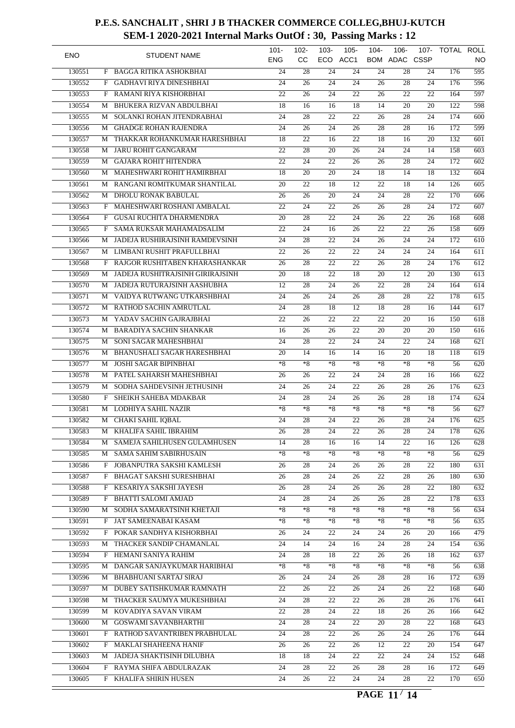# P.E.S. SANCHALIT , SHRI J B THACKER COMMERCE COLLEG,BHUJ-KUTCH

## SEM-1 2020-2021 Internal Marks OutOf : 30, Passing Marks : 12

| ENO | | STUDENT NAME | 101-ENG | 102-CC | 103-ECO | 105-ACC1 | 104-BOM | 106-ADAC | 107-CSSP | TOTAL | ROLL NO |
|---|---|---|---|---|---|---|---|---|---|---|---|
| 130551 | F | BAGGA RITIKA ASHOKBHAI | 24 | 28 | 24 | 24 | 24 | 28 | 24 | 176 | 595 |
| 130552 | F | GADHAVI RIYA DINESHBHAI | 24 | 26 | 24 | 24 | 26 | 28 | 24 | 176 | 596 |
| 130553 | F | RAMANI RIYA KISHORBHAI | 22 | 26 | 24 | 22 | 26 | 22 | 22 | 164 | 597 |
| 130554 | M | BHUKERA RIZVAN ABDULBHAI | 18 | 16 | 16 | 18 | 14 | 20 | 20 | 122 | 598 |
| 130555 | M | SOLANKI ROHAN JITENDRABHAI | 24 | 28 | 22 | 22 | 26 | 28 | 24 | 174 | 600 |
| 130556 | M | GHADGE ROHAN RAJENDRA | 24 | 26 | 24 | 26 | 28 | 28 | 16 | 172 | 599 |
| 130557 | M | THAKKAR ROHANKUMAR HARESHBHAI | 18 | 22 | 16 | 22 | 18 | 16 | 20 | 132 | 601 |
| 130558 | M | JARU ROHIT GANGARAM | 22 | 28 | 20 | 26 | 24 | 24 | 14 | 158 | 603 |
| 130559 | M | GAJARA ROHIT HITENDRA | 22 | 24 | 22 | 26 | 26 | 28 | 24 | 172 | 602 |
| 130560 | M | MAHESHWARI ROHIT HAMIRBHAI | 18 | 20 | 20 | 24 | 18 | 14 | 18 | 132 | 604 |
| 130561 | M | RANGANI ROMITKUMAR SHANTILAL | 20 | 22 | 18 | 12 | 22 | 18 | 14 | 126 | 605 |
| 130562 | M | DHOLU RONAK BABULAL | 26 | 26 | 20 | 24 | 24 | 28 | 22 | 170 | 606 |
| 130563 | F | MAHESHWARI ROSHANI AMBALAL | 22 | 24 | 22 | 26 | 26 | 28 | 24 | 172 | 607 |
| 130564 | F | GUSAI RUCHITA DHARMENDRA | 20 | 28 | 22 | 24 | 26 | 22 | 26 | 168 | 608 |
| 130565 | F | SAMA RUKSAR MAHAMADSALIM | 22 | 24 | 16 | 26 | 22 | 22 | 26 | 158 | 609 |
| 130566 | M | JADEJA RUSHIRAJSINH RAMDEVSINH | 24 | 28 | 22 | 24 | 26 | 24 | 24 | 172 | 610 |
| 130567 | M | LIMBANI RUSHIT PRAFULLBHAI | 22 | 26 | 22 | 22 | 24 | 24 | 24 | 164 | 611 |
| 130568 | F | RAJGOR RUSHITABEN KHARASHANKAR | 26 | 28 | 22 | 22 | 26 | 28 | 24 | 176 | 612 |
| 130569 | M | JADEJA RUSHITRAJSINH GIRIRAJSINH | 20 | 18 | 22 | 18 | 20 | 12 | 20 | 130 | 613 |
| 130570 | M | JADEJA RUTURAJSINH AASHUBHA | 12 | 28 | 24 | 26 | 22 | 28 | 24 | 164 | 614 |
| 130571 | M | VAIDYA RUTWANG UTKARSHBHAI | 24 | 26 | 24 | 26 | 28 | 28 | 22 | 178 | 615 |
| 130572 | M | RATHOD SACHIN AMRUTLAL | 24 | 28 | 18 | 12 | 18 | 28 | 16 | 144 | 617 |
| 130573 | M | YADAV SACHIN GAJRAJBHAI | 22 | 26 | 22 | 22 | 22 | 20 | 16 | 150 | 618 |
| 130574 | M | BARADIYA SACHIN SHANKAR | 16 | 26 | 26 | 22 | 20 | 20 | 20 | 150 | 616 |
| 130575 | M | SONI SAGAR MAHESHBHAI | 24 | 28 | 22 | 24 | 24 | 22 | 24 | 168 | 621 |
| 130576 | M | BHANUSHALI SAGAR HARESHBHAI | 20 | 14 | 16 | 14 | 16 | 20 | 18 | 118 | 619 |
| 130577 | M | JOSHI SAGAR BIPINBHAI | *8 | *8 | *8 | *8 | *8 | *8 | *8 | 56 | 620 |
| 130578 | M | PATEL SAHARSH MAHESHBHAI | 26 | 26 | 22 | 24 | 24 | 28 | 16 | 166 | 622 |
| 130579 | M | SODHA SAHDEVSINH JETHUSINH | 24 | 26 | 24 | 22 | 26 | 28 | 26 | 176 | 623 |
| 130580 | F | SHEIKH SAHEBA MDAKBAR | 24 | 28 | 24 | 26 | 26 | 28 | 18 | 174 | 624 |
| 130581 | M | LODHIYA SAHIL NAZIR | *8 | *8 | *8 | *8 | *8 | *8 | *8 | 56 | 627 |
| 130582 | M | CHAKI SAHIL IQBAL | 24 | 28 | 24 | 22 | 26 | 28 | 24 | 176 | 625 |
| 130583 | M | KHALIFA SAHIL IBRAHIM | 26 | 28 | 24 | 22 | 26 | 28 | 24 | 178 | 626 |
| 130584 | M | SAMEJA SAHILHUSEN GULAMHUSEN | 14 | 28 | 16 | 16 | 14 | 22 | 16 | 126 | 628 |
| 130585 | M | SAMA SAHIM SABIRHUSAIN | *8 | *8 | *8 | *8 | *8 | *8 | *8 | 56 | 629 |
| 130586 | F | JOBANPUTRA SAKSHI KAMLESH | 26 | 28 | 24 | 26 | 26 | 28 | 22 | 180 | 631 |
| 130587 | F | BHAGAT SAKSHI SURESHBHAI | 26 | 28 | 24 | 26 | 22 | 28 | 26 | 180 | 630 |
| 130588 | F | KESARIYA SAKSHI JAYESH | 26 | 28 | 24 | 26 | 26 | 28 | 22 | 180 | 632 |
| 130589 | F | BHATTI SALOMI AMJAD | 24 | 28 | 24 | 26 | 26 | 28 | 22 | 178 | 633 |
| 130590 | M | SODHA SAMARATSINH KHETAJI | *8 | *8 | *8 | *8 | *8 | *8 | *8 | 56 | 634 |
| 130591 | F | JAT SAMEENABAI KASAM | *8 | *8 | *8 | *8 | *8 | *8 | *8 | 56 | 635 |
| 130592 | F | POKAR SANDHYA KISHORBHAI | 26 | 24 | 22 | 24 | 24 | 26 | 20 | 166 | 479 |
| 130593 | M | THACKER SANDIP CHAMANLAL | 24 | 14 | 24 | 16 | 24 | 28 | 24 | 154 | 636 |
| 130594 | F | HEMANI SANIYA RAHIM | 24 | 28 | 18 | 22 | 26 | 26 | 18 | 162 | 637 |
| 130595 | M | DANGAR SANJAYKUMAR HARIBHAI | *8 | *8 | *8 | *8 | *8 | *8 | *8 | 56 | 638 |
| 130596 | M | BHABHUANI SARTAJ SIRAJ | 26 | 24 | 24 | 26 | 28 | 28 | 16 | 172 | 639 |
| 130597 | M | DUBEY SATISHKUMAR RAMNATH | 22 | 26 | 22 | 26 | 24 | 26 | 22 | 168 | 640 |
| 130598 | M | THACKER SAUMYA MUKESHBHAI | 24 | 28 | 22 | 22 | 26 | 28 | 26 | 176 | 641 |
| 130599 | M | KOVADIYA SAVAN VIRAM | 22 | 28 | 24 | 22 | 18 | 26 | 26 | 166 | 642 |
| 130600 | M | GOSWAMI SAVANBHARTHI | 24 | 28 | 24 | 22 | 20 | 28 | 22 | 168 | 643 |
| 130601 | F | RATHOD SAVANTRIBEN PRABHULAL | 24 | 28 | 22 | 26 | 26 | 24 | 26 | 176 | 644 |
| 130602 | F | MAKLAI SHAHEENA HANIF | 26 | 26 | 22 | 26 | 12 | 22 | 20 | 154 | 647 |
| 130603 | M | JADEJA SHAKTISINH DILUBHA | 18 | 18 | 24 | 22 | 22 | 24 | 24 | 152 | 648 |
| 130604 | F | RAYMA SHIFA ABDULRAZAK | 24 | 28 | 22 | 26 | 28 | 28 | 16 | 172 | 649 |
| 130605 | F | KHALIFA SHIRIN HUSEN | 24 | 26 | 22 | 24 | 24 | 28 | 22 | 170 | 650 |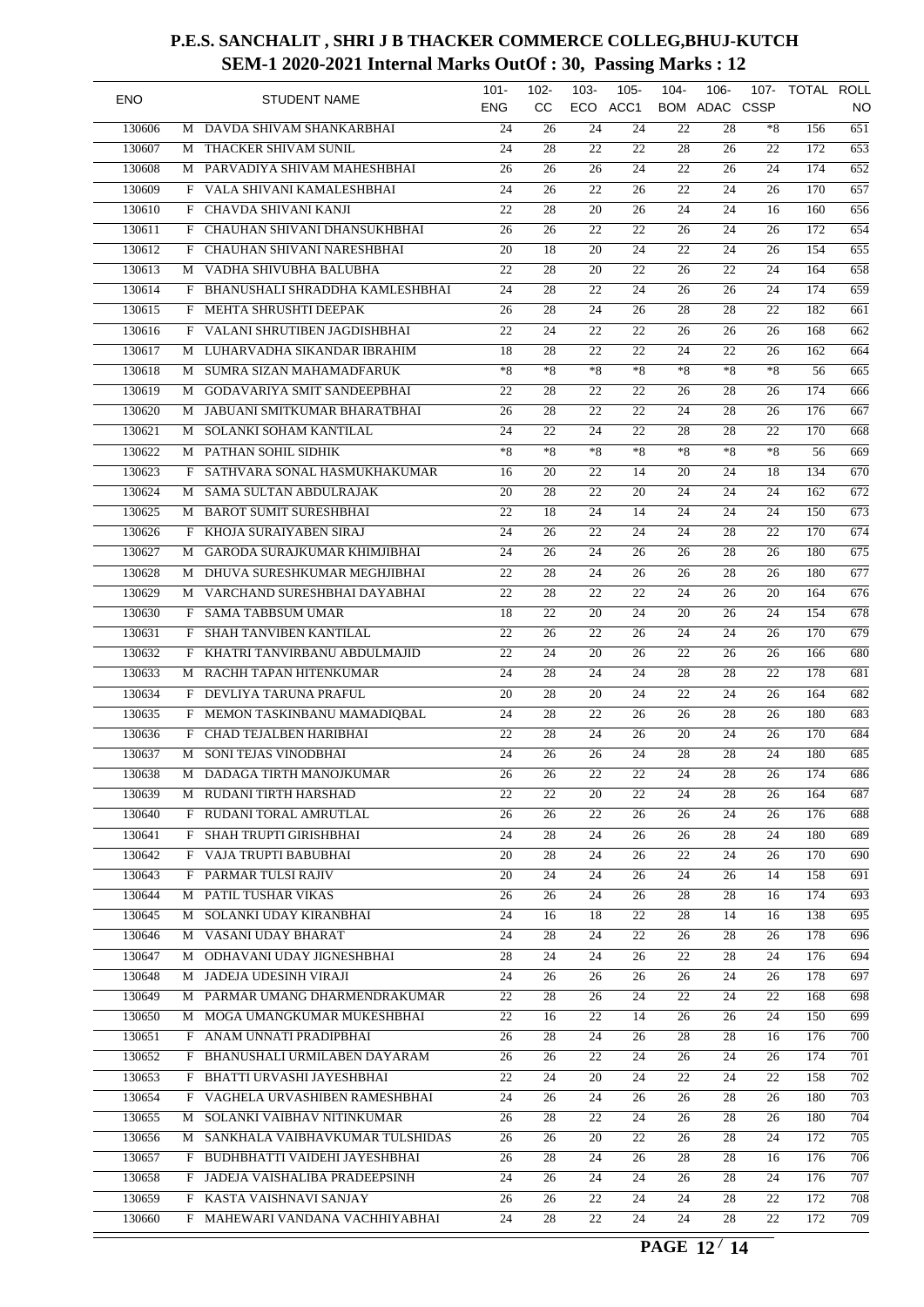# P.E.S. SANCHALIT , SHRI J B THACKER COMMERCE COLLEG,BHUJ-KUTCH

## SEM-1 2020-2021 Internal Marks OutOf : 30, Passing Marks : 12

| ENO | | STUDENT NAME | 101-ENG | 102-CC | 103-ECO | 105-ACC1 | 104-BOM | 106-ADAC | 107-CSSP | TOTAL | ROLL NO |
|---|---|---|---|---|---|---|---|---|---|---|---|
| 130606 | M | DAVDA SHIVAM SHANKARBHAI | 24 | 26 | 24 | 24 | 22 | 28 | *8 | 156 | 651 |
| 130607 | M | THACKER SHIVAM SUNIL | 24 | 28 | 22 | 22 | 28 | 26 | 22 | 172 | 653 |
| 130608 | M | PARVADIYA SHIVAM MAHESHBHAI | 26 | 26 | 26 | 24 | 22 | 26 | 24 | 174 | 652 |
| 130609 | F | VALA SHIVANI KAMALESHBHAI | 24 | 26 | 22 | 26 | 22 | 24 | 26 | 170 | 657 |
| 130610 | F | CHAVDA SHIVANI KANJI | 22 | 28 | 20 | 26 | 24 | 24 | 16 | 160 | 656 |
| 130611 | F | CHAUHAN SHIVANI DHANSUKHBHAI | 26 | 26 | 22 | 22 | 26 | 24 | 26 | 172 | 654 |
| 130612 | F | CHAUHAN SHIVANI NARESHBHAI | 20 | 18 | 20 | 24 | 22 | 24 | 26 | 154 | 655 |
| 130613 | M | VADHA SHIVUBHA BALUBHA | 22 | 28 | 20 | 22 | 26 | 22 | 24 | 164 | 658 |
| 130614 | F | BHANUSHALI SHRADDHA KAMLESHBHAI | 24 | 28 | 22 | 24 | 26 | 26 | 24 | 174 | 659 |
| 130615 | F | MEHTA SHRUSHTI DEEPAK | 26 | 28 | 24 | 26 | 28 | 28 | 22 | 182 | 661 |
| 130616 | F | VALANI SHRUTIBEN JAGDISHBHAI | 22 | 24 | 22 | 22 | 26 | 26 | 26 | 168 | 662 |
| 130617 | M | LUHARVADHA SIKANDAR IBRAHIM | 18 | 28 | 22 | 22 | 24 | 22 | 26 | 162 | 664 |
| 130618 | M | SUMRA SIZAN MAHAMADFARUK | *8 | *8 | *8 | *8 | *8 | *8 | *8 | 56 | 665 |
| 130619 | M | GODAVARIYA SMIT SANDEEPBHAI | 22 | 28 | 22 | 22 | 26 | 28 | 26 | 174 | 666 |
| 130620 | M | JABUANI SMITKUMAR BHARATBHAI | 26 | 28 | 22 | 22 | 24 | 28 | 26 | 176 | 667 |
| 130621 | M | SOLANKI SOHAM KANTILAL | 24 | 22 | 24 | 22 | 28 | 28 | 22 | 170 | 668 |
| 130622 | M | PATHAN SOHIL SIDHIK | *8 | *8 | *8 | *8 | *8 | *8 | *8 | 56 | 669 |
| 130623 | F | SATHVARA SONAL HASMUKHAKUMAR | 16 | 20 | 22 | 14 | 20 | 24 | 18 | 134 | 670 |
| 130624 | M | SAMA SULTAN ABDULRAJAK | 20 | 28 | 22 | 20 | 24 | 24 | 24 | 162 | 672 |
| 130625 | M | BAROT SUMIT SURESHBHAI | 22 | 18 | 24 | 14 | 24 | 24 | 24 | 150 | 673 |
| 130626 | F | KHOJA SURAIYABEN SIRAJ | 24 | 26 | 22 | 24 | 24 | 28 | 22 | 170 | 674 |
| 130627 | M | GARODA SURAJKUMAR KHIMJIBHAI | 24 | 26 | 24 | 26 | 26 | 28 | 26 | 180 | 675 |
| 130628 | M | DHUVA SURESHKUMAR MEGHJIBHAI | 22 | 28 | 24 | 26 | 26 | 28 | 26 | 180 | 677 |
| 130629 | M | VARCHAND SURESHBHAI DAYABHAI | 22 | 28 | 22 | 22 | 24 | 26 | 20 | 164 | 676 |
| 130630 | F | SAMA TABBSUM UMAR | 18 | 22 | 20 | 24 | 20 | 26 | 24 | 154 | 678 |
| 130631 | F | SHAH TANVIBEN KANTILAL | 22 | 26 | 22 | 26 | 24 | 24 | 26 | 170 | 679 |
| 130632 | F | KHATRI TANVIRBANU ABDULMAJID | 22 | 24 | 20 | 26 | 22 | 26 | 26 | 166 | 680 |
| 130633 | M | RACHH TAPAN HITENKUMAR | 24 | 28 | 24 | 24 | 28 | 28 | 22 | 178 | 681 |
| 130634 | F | DEVLIYA TARUNA PRAFUL | 20 | 28 | 20 | 24 | 22 | 24 | 26 | 164 | 682 |
| 130635 | F | MEMON TASKINBANU MAMADIQBAL | 24 | 28 | 22 | 26 | 26 | 28 | 26 | 180 | 683 |
| 130636 | F | CHAD TEJALBEN HARIBHAI | 22 | 28 | 24 | 26 | 20 | 24 | 26 | 170 | 684 |
| 130637 | M | SONI TEJAS VINODBHAI | 24 | 26 | 26 | 24 | 28 | 28 | 24 | 180 | 685 |
| 130638 | M | DADAGA TIRTH MANOJKUMAR | 26 | 26 | 22 | 22 | 24 | 28 | 26 | 174 | 686 |
| 130639 | M | RUDANI TIRTH HARSHAD | 22 | 22 | 20 | 22 | 24 | 28 | 26 | 164 | 687 |
| 130640 | F | RUDANI TORAL AMRUTLAL | 26 | 26 | 22 | 26 | 26 | 24 | 26 | 176 | 688 |
| 130641 | F | SHAH TRUPTI GIRISHBHAI | 24 | 28 | 24 | 26 | 26 | 28 | 24 | 180 | 689 |
| 130642 | F | VAJA TRUPTI BABUBHAI | 20 | 28 | 24 | 26 | 22 | 24 | 26 | 170 | 690 |
| 130643 | F | PARMAR TULSI RAJIV | 20 | 24 | 24 | 26 | 24 | 26 | 14 | 158 | 691 |
| 130644 | M | PATIL TUSHAR VIKAS | 26 | 26 | 24 | 26 | 28 | 28 | 16 | 174 | 693 |
| 130645 | M | SOLANKI UDAY KIRANBHAI | 24 | 16 | 18 | 22 | 28 | 14 | 16 | 138 | 695 |
| 130646 | M | VASANI UDAY BHARAT | 24 | 28 | 24 | 22 | 26 | 28 | 26 | 178 | 696 |
| 130647 | M | ODHAVANI UDAY JIGNESHBHAI | 28 | 24 | 24 | 26 | 22 | 28 | 24 | 176 | 694 |
| 130648 | M | JADEJA UDESINH VIRAJI | 24 | 26 | 26 | 26 | 26 | 24 | 26 | 178 | 697 |
| 130649 | M | PARMAR UMANG DHARMENDRAKUMAR | 22 | 28 | 26 | 24 | 22 | 24 | 22 | 168 | 698 |
| 130650 | M | MOGA UMANGKUMAR MUKESHBHAI | 22 | 16 | 22 | 14 | 26 | 26 | 24 | 150 | 699 |
| 130651 | F | ANAM UNNATI PRADIPBHAI | 26 | 28 | 24 | 26 | 28 | 28 | 16 | 176 | 700 |
| 130652 | F | BHANUSHALI URMILABEN DAYARAM | 26 | 26 | 22 | 24 | 26 | 24 | 26 | 174 | 701 |
| 130653 | F | BHATTI URVASHI JAYESHBHAI | 22 | 24 | 20 | 24 | 22 | 24 | 22 | 158 | 702 |
| 130654 | F | VAGHELA URVASHIBEN RAMESHBHAI | 24 | 26 | 24 | 26 | 26 | 28 | 26 | 180 | 703 |
| 130655 | M | SOLANKI VAIBHAV NITINKUMAR | 26 | 28 | 22 | 24 | 26 | 28 | 26 | 180 | 704 |
| 130656 | M | SANKHALA VAIBHAVKUMAR TULSHIDAS | 26 | 26 | 20 | 22 | 26 | 28 | 24 | 172 | 705 |
| 130657 | F | BUDHBHATTI VAIDEHI JAYESHBHAI | 26 | 28 | 24 | 26 | 28 | 28 | 16 | 176 | 706 |
| 130658 | F | JADEJA VAISHALIBA PRADEEPSINH | 24 | 26 | 24 | 24 | 26 | 28 | 24 | 176 | 707 |
| 130659 | F | KASTA VAISHNAVI SANJAY | 26 | 26 | 22 | 24 | 24 | 28 | 22 | 172 | 708 |
| 130660 | F | MAHEWARI VANDANA VACHHIYABHAI | 24 | 28 | 22 | 24 | 24 | 28 | 22 | 172 | 709 |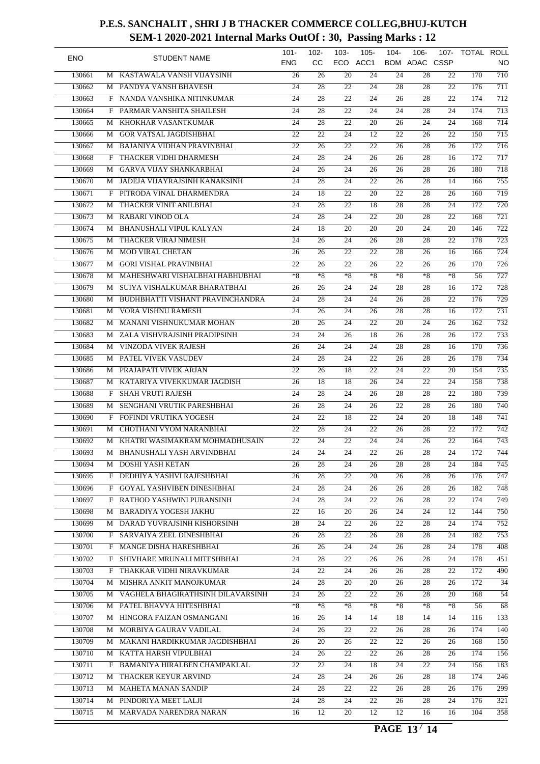# P.E.S. SANCHALIT , SHRI J B THACKER COMMERCE COLLEG,BHUJ-KUTCH

## SEM-1 2020-2021 Internal Marks OutOf : 30, Passing Marks : 12

| ENO | | STUDENT NAME | 101-ENG | 102-CC | 103-ECO | 105-ACC1 | 104-BOM | 106-ADAC | 107-CSSP | TOTAL | ROLL NO |
|---|---|---|---|---|---|---|---|---|---|---|---|
| 130661 | M | KASTAWALA VANSH VIJAYSINH | 26 | 26 | 20 | 24 | 24 | 28 | 22 | 170 | 710 |
| 130662 | M | PANDYA VANSH BHAVESH | 24 | 28 | 22 | 24 | 28 | 28 | 22 | 176 | 711 |
| 130663 | F | NANDA VANSHIKA NITINKUMAR | 24 | 28 | 22 | 24 | 26 | 28 | 22 | 174 | 712 |
| 130664 | F | PARMAR VANSHITA SHAILESH | 24 | 28 | 22 | 24 | 24 | 28 | 24 | 174 | 713 |
| 130665 | M | KHOKHAR VASANTKUMAR | 24 | 28 | 22 | 20 | 26 | 24 | 24 | 168 | 714 |
| 130666 | M | GOR VATSAL JAGDISHBHAI | 22 | 22 | 24 | 12 | 22 | 26 | 22 | 150 | 715 |
| 130667 | M | BAJANIYA VIDHAN PRAVINBHAI | 22 | 26 | 22 | 22 | 26 | 28 | 26 | 172 | 716 |
| 130668 | F | THACKER VIDHI DHARMESH | 24 | 28 | 24 | 26 | 26 | 28 | 16 | 172 | 717 |
| 130669 | M | GARVA VIJAY SHANKARBHAI | 24 | 26 | 24 | 26 | 26 | 28 | 26 | 180 | 718 |
| 130670 | M | JADEJA VIJAYRAJSINH KANAKSINH | 24 | 28 | 24 | 22 | 26 | 28 | 14 | 166 | 755 |
| 130671 | F | PITRODA VINAL DHARMENDRA | 24 | 18 | 22 | 20 | 22 | 28 | 26 | 160 | 719 |
| 130672 | M | THACKER VINIT ANILBHAI | 24 | 28 | 22 | 18 | 28 | 28 | 24 | 172 | 720 |
| 130673 | M | RABARI VINOD OLA | 24 | 28 | 24 | 22 | 20 | 28 | 22 | 168 | 721 |
| 130674 | M | BHANUSHALI VIPUL KALYAN | 24 | 18 | 20 | 20 | 20 | 24 | 20 | 146 | 722 |
| 130675 | M | THACKER VIRAJ NIMESH | 24 | 26 | 24 | 26 | 28 | 28 | 22 | 178 | 723 |
| 130676 | M | MOD VIRAL CHETAN | 26 | 26 | 22 | 22 | 28 | 26 | 16 | 166 | 724 |
| 130677 | M | GORI VISHAL PRAVINBHAI | 22 | 26 | 22 | 26 | 22 | 26 | 26 | 170 | 726 |
| 130678 | M | MAHESHWARI VISHALBHAI HABHUBHAI | *8 | *8 | *8 | *8 | *8 | *8 | *8 | 56 | 727 |
| 130679 | M | SUIYA VISHALKUMAR BHARATBHAI | 26 | 26 | 24 | 24 | 28 | 28 | 16 | 172 | 728 |
| 130680 | M | BUDHBHATTI VISHANT PRAVINCHANDRA | 24 | 28 | 24 | 24 | 26 | 28 | 22 | 176 | 729 |
| 130681 | M | VORA VISHNU RAMESH | 24 | 26 | 24 | 26 | 28 | 28 | 16 | 172 | 731 |
| 130682 | M | MANANI VISHNUKUMAR MOHAN | 20 | 26 | 24 | 22 | 20 | 24 | 26 | 162 | 732 |
| 130683 | M | ZALA VISHVRAJSINH PRADIPSINH | 24 | 24 | 26 | 18 | 26 | 28 | 26 | 172 | 733 |
| 130684 | M | VINZODA VIVEK RAJESH | 26 | 24 | 24 | 24 | 28 | 28 | 16 | 170 | 736 |
| 130685 | M | PATEL VIVEK VASUDEV | 24 | 28 | 24 | 22 | 26 | 28 | 26 | 178 | 734 |
| 130686 | M | PRAJAPATI VIVEK ARJAN | 22 | 26 | 18 | 22 | 24 | 22 | 20 | 154 | 735 |
| 130687 | M | KATARIYA VIVEKKUMAR JAGDISH | 26 | 18 | 18 | 26 | 24 | 22 | 24 | 158 | 738 |
| 130688 | F | SHAH VRUTI RAJESH | 24 | 28 | 24 | 26 | 28 | 28 | 22 | 180 | 739 |
| 130689 | M | SENGHANI VRUTIK PARESHBHAI | 26 | 28 | 24 | 26 | 22 | 28 | 26 | 180 | 740 |
| 130690 | F | FOFINDI VRUTIKA YOGESH | 24 | 22 | 18 | 22 | 24 | 20 | 18 | 148 | 741 |
| 130691 | M | CHOTHANI VYOM NARANBHAI | 22 | 28 | 24 | 22 | 26 | 28 | 22 | 172 | 742 |
| 130692 | M | KHATRI WASIMAKRAM MOHMADHUSAIN | 22 | 24 | 22 | 24 | 24 | 26 | 22 | 164 | 743 |
| 130693 | M | BHANUSHALI YASH ARVINDBHAI | 24 | 24 | 24 | 22 | 26 | 28 | 24 | 172 | 744 |
| 130694 | M | DOSHI YASH KETAN | 26 | 28 | 24 | 26 | 28 | 28 | 24 | 184 | 745 |
| 130695 | F | DEDHIYA YASHVI RAJESHBHAI | 26 | 28 | 22 | 20 | 26 | 28 | 26 | 176 | 747 |
| 130696 | F | GOYAL YASHVIBEN DINESHBHAI | 24 | 28 | 24 | 26 | 26 | 28 | 26 | 182 | 748 |
| 130697 | F | RATHOD YASHWINI PURANSINH | 24 | 28 | 24 | 22 | 26 | 28 | 22 | 174 | 749 |
| 130698 | M | BARADIYA YOGESH JAKHU | 22 | 16 | 20 | 26 | 24 | 24 | 12 | 144 | 750 |
| 130699 | M | DARAD YUVRAJSINH KISHORSINH | 28 | 24 | 22 | 26 | 22 | 28 | 24 | 174 | 752 |
| 130700 | F | SARVAIYA ZEEL DINESHBHAI | 26 | 28 | 22 | 26 | 28 | 28 | 24 | 182 | 753 |
| 130701 | F | MANGE DISHA HARESHBHAI | 26 | 26 | 24 | 24 | 26 | 28 | 24 | 178 | 408 |
| 130702 | F | SHIVHARE MRUNALI MITESHBHAI | 24 | 28 | 22 | 26 | 26 | 28 | 24 | 178 | 451 |
| 130703 | F | THAKKAR VIDHI NIRAVKUMAR | 24 | 22 | 24 | 26 | 26 | 28 | 22 | 172 | 490 |
| 130704 | M | MISHRA ANKIT MANOJKUMAR | 24 | 28 | 20 | 20 | 26 | 28 | 26 | 172 | 34 |
| 130705 | M | VAGHELA BHAGIRATHSINH DILAVARSINH | 24 | 26 | 22 | 22 | 26 | 28 | 20 | 168 | 54 |
| 130706 | M | PATEL BHAVYA HITESHBHAI | *8 | *8 | *8 | *8 | *8 | *8 | *8 | 56 | 68 |
| 130707 | M | HINGORA FAIZAN OSMANGANI | 16 | 26 | 14 | 14 | 18 | 14 | 14 | 116 | 133 |
| 130708 | M | MORBIYA GAURAV VADILAL | 24 | 26 | 22 | 22 | 26 | 28 | 26 | 174 | 140 |
| 130709 | M | MAKANI HARDIKKUMAR JAGDISHBHAI | 26 | 20 | 26 | 22 | 22 | 26 | 26 | 168 | 150 |
| 130710 | M | KATTA HARSH VIPULBHAI | 24 | 26 | 22 | 22 | 26 | 28 | 26 | 174 | 156 |
| 130711 | F | BAMANIYA HIRALBEN CHAMPAKLAL | 22 | 22 | 24 | 18 | 24 | 22 | 24 | 156 | 183 |
| 130712 | M | THACKER KEYUR ARVIND | 24 | 28 | 24 | 26 | 26 | 28 | 18 | 174 | 246 |
| 130713 | M | MAHETA MANAN SANDIP | 24 | 28 | 22 | 22 | 26 | 28 | 26 | 176 | 299 |
| 130714 | M | PINDORIYA MEET LALJI | 24 | 28 | 24 | 22 | 26 | 28 | 24 | 176 | 321 |
| 130715 | M | MARVADA NARENDRA NARAN | 16 | 12 | 20 | 12 | 12 | 16 | 16 | 104 | 358 |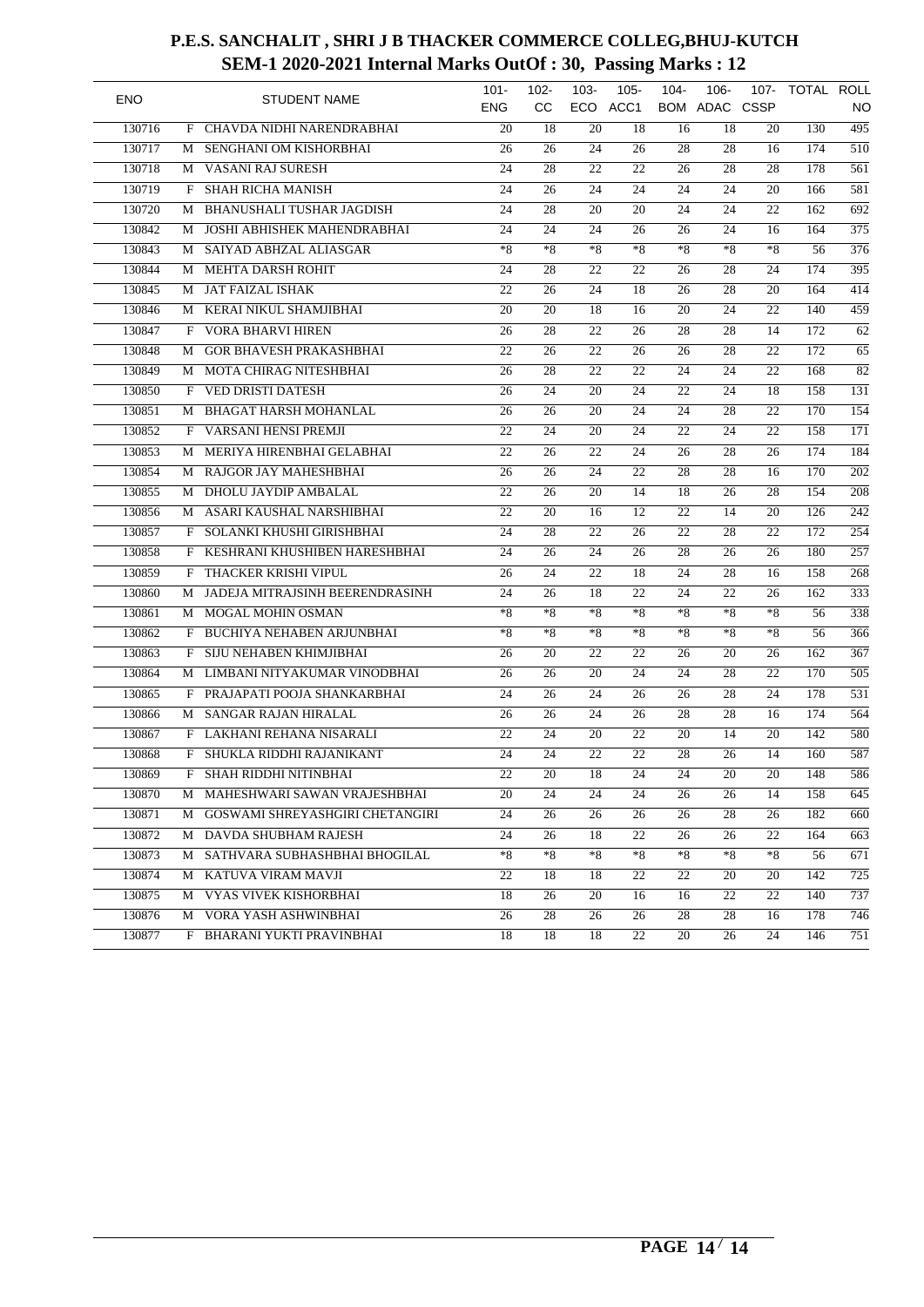# P.E.S. SANCHALIT , SHRI J B THACKER COMMERCE COLLEG,BHUJ-KUTCH

## SEM-1 2020-2021 Internal Marks OutOf : 30, Passing Marks : 12

| ENO | | STUDENT NAME | 101-ENG | 102-CC | 103-ECO | 105-ACC1 | 104-BOM | 106-ADAC | 107-CSSP | TOTAL | ROLL NO |
|---|---|---|---|---|---|---|---|---|---|---|
| 130716 | F | CHAVDA NIDHI NARENDRABHAI | 20 | 18 | 20 | 18 | 16 | 18 | 20 | 130 | 495 |
| 130717 | M | SENGHANI OM KISHORBHAI | 26 | 26 | 24 | 26 | 28 | 28 | 16 | 174 | 510 |
| 130718 | M | VASANI RAJ SURESH | 24 | 28 | 22 | 22 | 26 | 28 | 28 | 178 | 561 |
| 130719 | F | SHAH RICHA MANISH | 24 | 26 | 24 | 24 | 24 | 24 | 20 | 166 | 581 |
| 130720 | M | BHANUSHALI TUSHAR JAGDISH | 24 | 28 | 20 | 20 | 24 | 24 | 22 | 162 | 692 |
| 130842 | M | JOSHI ABHISHEK MAHENDRABHAI | 24 | 24 | 24 | 26 | 26 | 24 | 16 | 164 | 375 |
| 130843 | M | SAIYAD ABHZAL ALIASGAR | *8 | *8 | *8 | *8 | *8 | *8 | *8 | 56 | 376 |
| 130844 | M | MEHTA DARSH ROHIT | 24 | 28 | 22 | 22 | 26 | 28 | 24 | 174 | 395 |
| 130845 | M | JAT FAIZAL ISHAK | 22 | 26 | 24 | 18 | 26 | 28 | 20 | 164 | 414 |
| 130846 | M | KERAI NIKUL SHAMJIBHAI | 20 | 20 | 18 | 16 | 20 | 24 | 22 | 140 | 459 |
| 130847 | F | VORA BHARVI HIREN | 26 | 28 | 22 | 26 | 28 | 28 | 14 | 172 | 62 |
| 130848 | M | GOR BHAVESH PRAKASHBHAI | 22 | 26 | 22 | 26 | 26 | 28 | 22 | 172 | 65 |
| 130849 | M | MOTA CHIRAG NITESHBHAI | 26 | 28 | 22 | 22 | 24 | 24 | 22 | 168 | 82 |
| 130850 | F | VED DRISTI DATESH | 26 | 24 | 20 | 24 | 22 | 24 | 18 | 158 | 131 |
| 130851 | M | BHAGAT HARSH MOHANLAL | 26 | 26 | 20 | 24 | 24 | 28 | 22 | 170 | 154 |
| 130852 | F | VARSANI HENSI PREMJI | 22 | 24 | 20 | 24 | 22 | 24 | 22 | 158 | 171 |
| 130853 | M | MERIYA HIRENBHAI GELABHAI | 22 | 26 | 22 | 24 | 26 | 28 | 26 | 174 | 184 |
| 130854 | M | RAJGOR JAY MAHESHBHAI | 26 | 26 | 24 | 22 | 28 | 28 | 16 | 170 | 202 |
| 130855 | M | DHOLU JAYDIP AMBALAL | 22 | 26 | 20 | 14 | 18 | 26 | 28 | 154 | 208 |
| 130856 | M | ASARI KAUSHAL NARSHIBHAI | 22 | 20 | 16 | 12 | 22 | 14 | 20 | 126 | 242 |
| 130857 | F | SOLANKI KHUSHI GIRISHBHAI | 24 | 28 | 22 | 26 | 22 | 28 | 22 | 172 | 254 |
| 130858 | F | KESHRANI KHUSHIBEN HARESHBHAI | 24 | 26 | 24 | 26 | 28 | 26 | 26 | 180 | 257 |
| 130859 | F | THACKER KRISHI VIPUL | 26 | 24 | 22 | 18 | 24 | 28 | 16 | 158 | 268 |
| 130860 | M | JADEJA MITRAJSINH BEERENDRASINH | 24 | 26 | 18 | 22 | 24 | 22 | 26 | 162 | 333 |
| 130861 | M | MOGAL MOHIN OSMAN | *8 | *8 | *8 | *8 | *8 | *8 | *8 | 56 | 338 |
| 130862 | F | BUCHIYA NEHABEN ARJUNBHAI | *8 | *8 | *8 | *8 | *8 | *8 | *8 | 56 | 366 |
| 130863 | F | SIJU NEHABEN KHIMJIBHAI | 26 | 20 | 22 | 22 | 26 | 20 | 26 | 162 | 367 |
| 130864 | M | LIMBANI NITYAKUMAR VINODBHAI | 26 | 26 | 20 | 24 | 24 | 28 | 22 | 170 | 505 |
| 130865 | F | PRAJAPATI POOJA SHANKARBHAI | 24 | 26 | 24 | 26 | 26 | 28 | 24 | 178 | 531 |
| 130866 | M | SANGAR RAJAN HIRALAL | 26 | 26 | 24 | 26 | 28 | 28 | 16 | 174 | 564 |
| 130867 | F | LAKHANI REHANA NISARALI | 22 | 24 | 20 | 22 | 20 | 14 | 20 | 142 | 580 |
| 130868 | F | SHUKLA RIDDHI RAJANIKANT | 24 | 24 | 22 | 22 | 28 | 26 | 14 | 160 | 587 |
| 130869 | F | SHAH RIDDHI NITINBHAI | 22 | 20 | 18 | 24 | 24 | 20 | 20 | 148 | 586 |
| 130870 | M | MAHESHWARI SAWAN VRAJESHBHAI | 20 | 24 | 24 | 24 | 26 | 26 | 14 | 158 | 645 |
| 130871 | M | GOSWAMI SHREYASHGIRI CHETANGIRI | 24 | 26 | 26 | 26 | 26 | 28 | 26 | 182 | 660 |
| 130872 | M | DAVDA SHUBHAM RAJESH | 24 | 26 | 18 | 22 | 26 | 26 | 22 | 164 | 663 |
| 130873 | M | SATHVARA SUBHASHBHAI BHOGILAL | *8 | *8 | *8 | *8 | *8 | *8 | *8 | 56 | 671 |
| 130874 | M | KATUVA VIRAM MAVJI | 22 | 18 | 18 | 22 | 22 | 20 | 20 | 142 | 725 |
| 130875 | M | VYAS VIVEK KISHORBHAI | 18 | 26 | 20 | 16 | 16 | 22 | 22 | 140 | 737 |
| 130876 | M | VORA YASH ASHWINBHAI | 26 | 28 | 26 | 26 | 28 | 28 | 16 | 178 | 746 |
| 130877 | F | BHARANI YUKTI PRAVINBHAI | 18 | 18 | 18 | 22 | 20 | 26 | 24 | 146 | 751 |